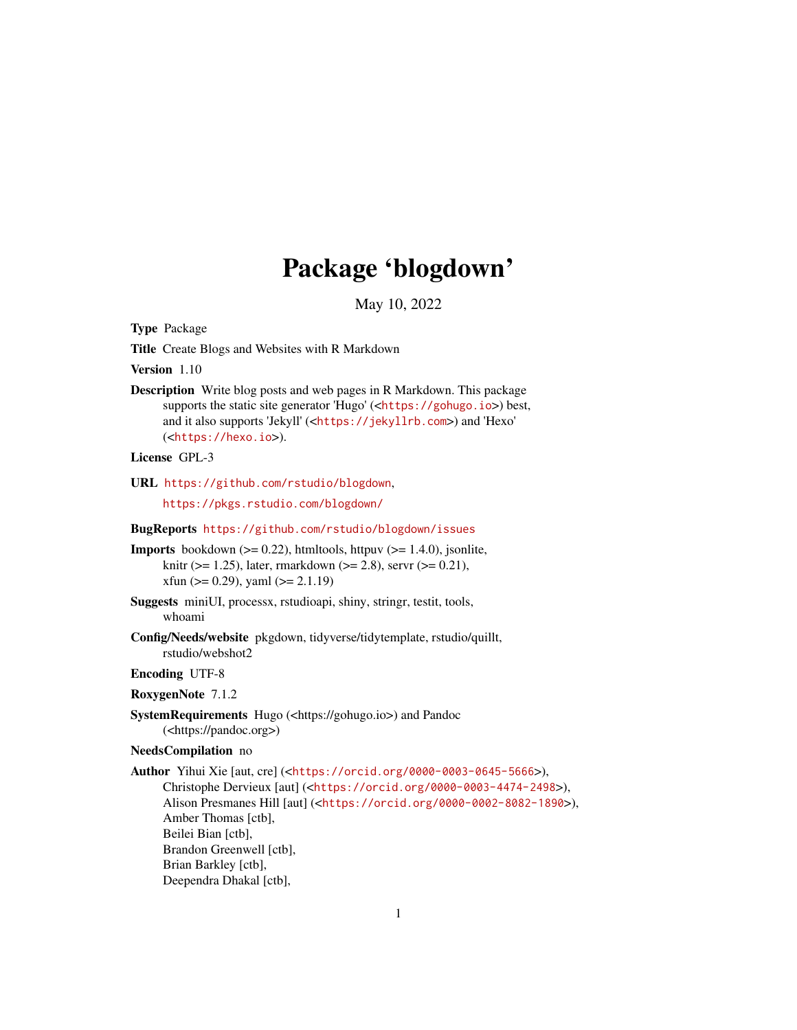# Package 'blogdown'

May 10, 2022

**Type** Package

**Title** Create Blogs and Websites with R Markdown

**Version** 1.10

**Description** Write blog posts and web pages in R Markdown. This package supports the static site generator 'Hugo' (<https://gohugo.io>) best, and it also supports 'Jekyll' (<https://jekyllrb.com>) and 'Hexo' (<https://hexo.io>).

**License** GPL-3

**URL** https://github.com/rstudio/blogdown, https://pkgs.rstudio.com/blogdown/

**BugReports** https://github.com/rstudio/blogdown/issues

**Imports** bookdown (>= 0.22), htmltools, httpuv (>= 1.4.0), jsonlite, knitr (>= 1.25), later, rmarkdown (>= 2.8), servr (>= 0.21), xfun (>= 0.29), yaml (>= 2.1.19)

**Suggests** miniUI, processx, rstudioapi, shiny, stringr, testit, tools, whoami

**Config/Needs/website** pkgdown, tidyverse/tidytemplate, rstudio/quillt, rstudio/webshot2

**Encoding** UTF-8

**RoxygenNote** 7.1.2

**SystemRequirements** Hugo (<https://gohugo.io>) and Pandoc (<https://pandoc.org>)

**NeedsCompilation** no

**Author** Yihui Xie [aut, cre] (<https://orcid.org/0000-0003-0645-5666>),
Christophe Dervieux [aut] (<https://orcid.org/0000-0003-4474-2498>),
Alison Presmanes Hill [aut] (<https://orcid.org/0000-0002-8082-1890>),
Amber Thomas [ctb],
Beilei Bian [ctb],
Brandon Greenwell [ctb],
Brian Barkley [ctb],
Deependra Dhakal [ctb],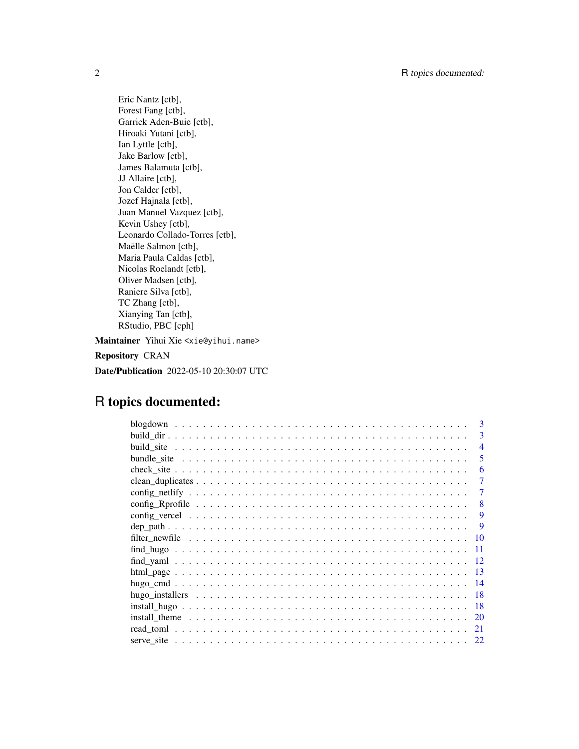Eric Nantz [ctb],
Forest Fang [ctb],
Garrick Aden-Buie [ctb],
Hiroaki Yutani [ctb],
Ian Lyttle [ctb],
Jake Barlow [ctb],
James Balamuta [ctb],
JJ Allaire [ctb],
Jon Calder [ctb],
Jozef Hajnala [ctb],
Juan Manuel Vazquez [ctb],
Kevin Ushey [ctb],
Leonardo Collado-Torres [ctb],
Maëlle Salmon [ctb],
Maria Paula Caldas [ctb],
Nicolas Roelandt [ctb],
Oliver Madsen [ctb],
Raniere Silva [ctb],
TC Zhang [ctb],
Xianying Tan [ctb],
RStudio, PBC [cph]

**Maintainer** Yihui Xie <xie@yihui.name>

**Repository** CRAN

**Date/Publication** 2022-05-10 20:30:07 UTC

# R topics documented:

- blogdown . . . . . . . . . . 3
- build_dir . . . . . . . . . . 3
- build_site . . . . . . . . . . 4
- bundle_site . . . . . . . . . . 5
- check_site . . . . . . . . . . 6
- clean_duplicates . . . . . . . . . . 7
- config_netlify . . . . . . . . . . 7
- config_Rprofile . . . . . . . . . . 8
- config_vercel . . . . . . . . . . 9
- dep_path . . . . . . . . . . 9
- filter_newfile . . . . . . . . . . 10
- find_hugo . . . . . . . . . . 11
- find_yaml . . . . . . . . . . 12
- html_page . . . . . . . . . . 13
- hugo_cmd . . . . . . . . . . 14
- hugo_installers . . . . . . . . . . 18
- install_hugo . . . . . . . . . . 18
- install_theme . . . . . . . . . . 20
- read_toml . . . . . . . . . . 21
- serve_site . . . . . . . . . . 22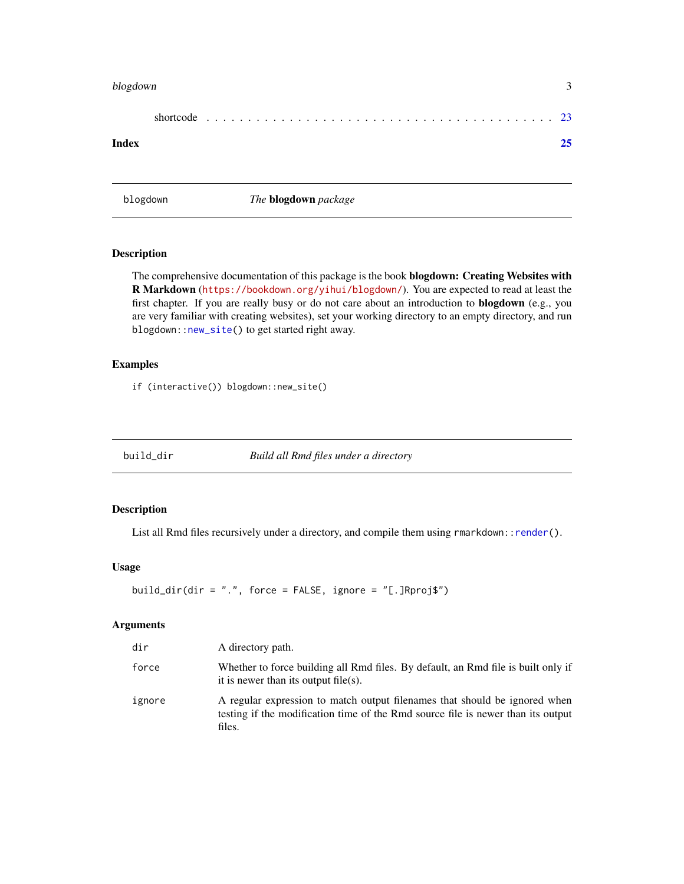shortcode . . . . . . . . . . . . . . . . . . . . . . . . . . . . . . . . . . . . . . 23

**Index** **25**

---

## blogdown — *The* **blogdown** *package*

### Description

The comprehensive documentation of this package is the book **blogdown: Creating Websites with R Markdown** (https://bookdown.org/yihui/blogdown/). You are expected to read at least the first chapter. If you are really busy or do not care about an introduction to **blogdown** (e.g., you are very familiar with creating websites), set your working directory to an empty directory, and run `blogdown::new_site()` to get started right away.

### Examples

```
if (interactive()) blogdown::new_site()
```

---

## build_dir — *Build all Rmd files under a directory*

### Description

List all Rmd files recursively under a directory, and compile them using `rmarkdown::render()`.

### Usage

```
build_dir(dir = ".", force = FALSE, ignore = "[.]Rproj$")
```

### Arguments

| Argument | Description |
| --- | --- |
| `dir` | A directory path. |
| `force` | Whether to force building all Rmd files. By default, an Rmd file is built only if it is newer than its output file(s). |
| `ignore` | A regular expression to match output filenames that should be ignored when testing if the modification time of the Rmd source file is newer than its output files. |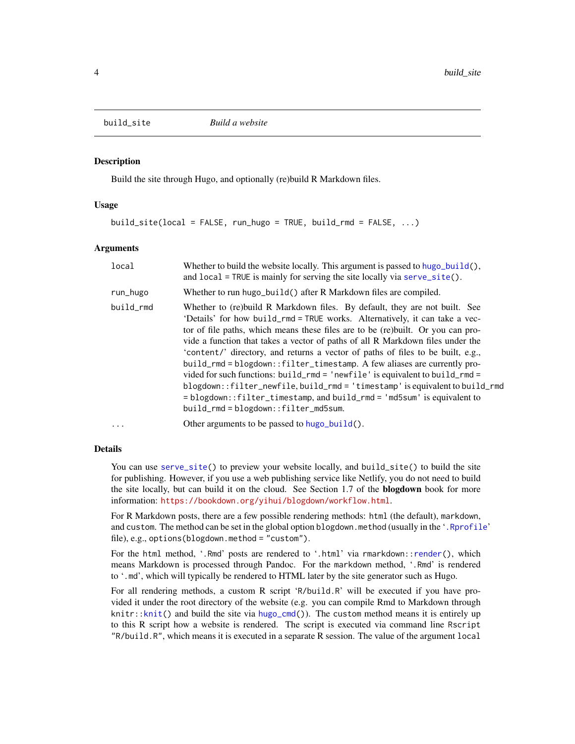## build_site — *Build a website*

### Description

Build the site through Hugo, and optionally (re)build R Markdown files.

### Usage

```
build_site(local = FALSE, run_hugo = TRUE, build_rmd = FALSE, ...)
```

### Arguments

| | |
|---|---|
| `local` | Whether to build the website locally. This argument is passed to `hugo_build()`, and `local = TRUE` is mainly for serving the site locally via `serve_site()`. |
| `run_hugo` | Whether to run `hugo_build()` after R Markdown files are compiled. |
| `build_rmd` | Whether to (re)build R Markdown files. By default, they are not built. See 'Details' for how `build_rmd = TRUE` works. Alternatively, it can take a vector of file paths, which means these files are to be (re)built. Or you can provide a function that takes a vector of paths of all R Markdown files under the 'content/' directory, and returns a vector of paths of files to be built, e.g., `build_rmd = blogdown::filter_timestamp`. A few aliases are currently provided for such functions: `build_rmd = 'newfile'` is equivalent to `build_rmd = blogdown::filter_newfile`, `build_rmd = 'timestamp'` is equivalent to `build_rmd = blogdown::filter_timestamp`, and `build_rmd = 'md5sum'` is equivalent to `build_rmd = blogdown::filter_md5sum`. |
| `...` | Other arguments to be passed to `hugo_build()`. |

### Details

You can use `serve_site()` to preview your website locally, and `build_site()` to build the site for publishing. However, if you use a web publishing service like Netlify, you do not need to build the site locally, but can build it on the cloud. See Section 1.7 of the **blogdown** book for more information: https://bookdown.org/yihui/blogdown/workflow.html.

For R Markdown posts, there are a few possible rendering methods: `html` (the default), `markdown`, and `custom`. The method can be set in the global option `blogdown.method` (usually in the '.Rprofile' file), e.g., `options(blogdown.method = "custom")`.

For the `html` method, '.Rmd' posts are rendered to '.html' via `rmarkdown::render()`, which means Markdown is processed through Pandoc. For the `markdown` method, '.Rmd' is rendered to '.md', which will typically be rendered to HTML later by the site generator such as Hugo.

For all rendering methods, a custom R script 'R/build.R' will be executed if you have provided it under the root directory of the website (e.g. you can compile Rmd to Markdown through `knitr::knit()` and build the site via `hugo_cmd()`). The `custom` method means it is entirely up to this R script how a website is rendered. The script is executed via command line `Rscript "R/build.R"`, which means it is executed in a separate R session. The value of the argument `local`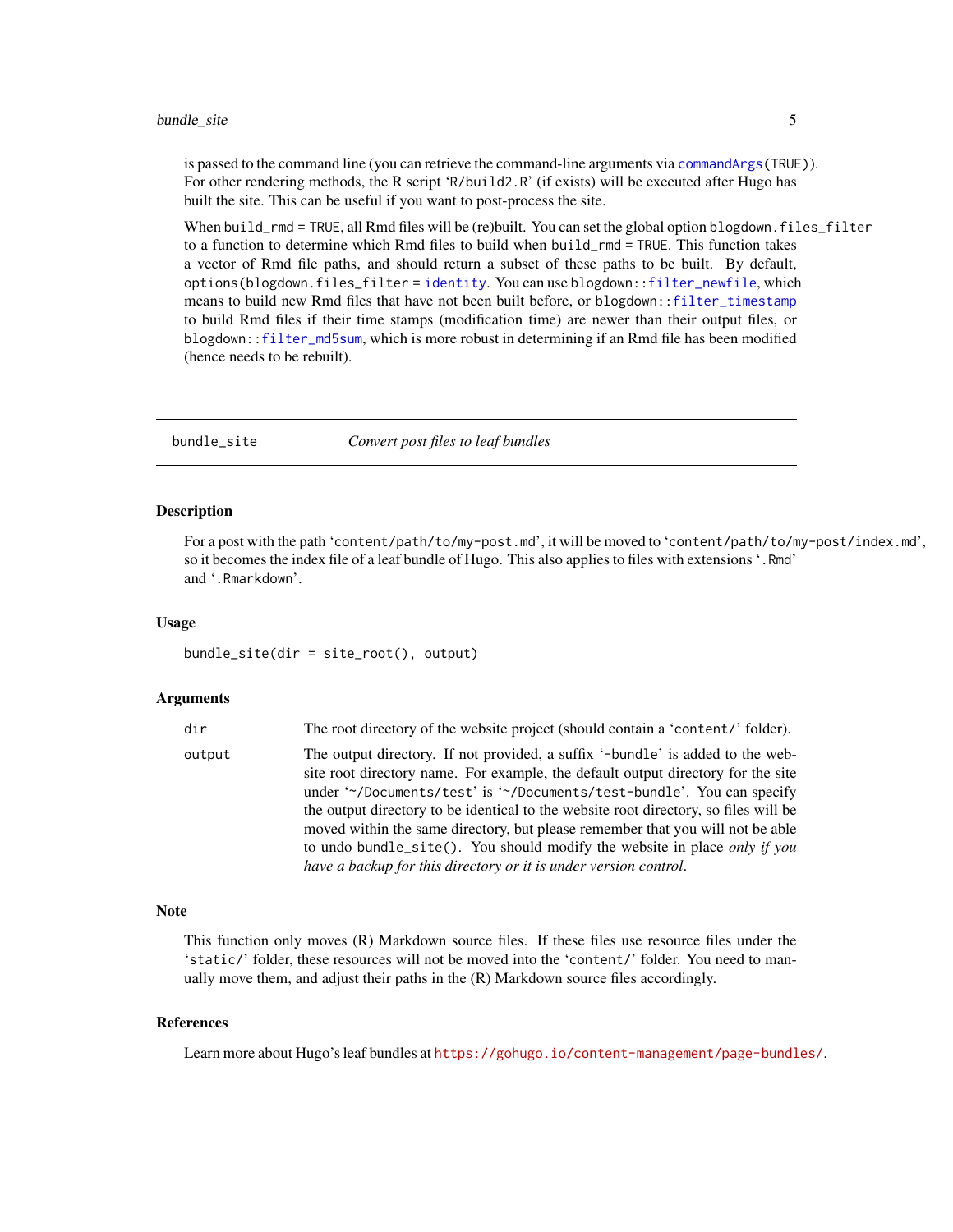is passed to the command line (you can retrieve the command-line arguments via `commandArgs(TRUE)`). For other rendering methods, the R script 'R/build2.R' (if exists) will be executed after Hugo has built the site. This can be useful if you want to post-process the site.

When `build_rmd = TRUE`, all Rmd files will be (re)built. You can set the global option `blogdown.files_filter` to a function to determine which Rmd files to build when `build_rmd = TRUE`. This function takes a vector of Rmd file paths, and should return a subset of these paths to be built. By default, `options(blogdown.files_filter = identity)`. You can use `blogdown::filter_newfile`, which means to build new Rmd files that have not been built before, or `blogdown::filter_timestamp` to build Rmd files if their time stamps (modification time) are newer than their output files, or `blogdown::filter_md5sum`, which is more robust in determining if an Rmd file has been modified (hence needs to be rebuilt).

---

## bundle_site — *Convert post files to leaf bundles*

### Description

For a post with the path 'content/path/to/my-post.md', it will be moved to 'content/path/to/my-post/index.md', so it becomes the index file of a leaf bundle of Hugo. This also applies to files with extensions '.Rmd' and '.Rmarkdown'.

### Usage

```
bundle_site(dir = site_root(), output)
```

### Arguments

| Argument | Description |
| --- | --- |
| dir | The root directory of the website project (should contain a 'content/' folder). |
| output | The output directory. If not provided, a suffix '-bundle' is added to the website root directory name. For example, the default output directory for the site under '~/Documents/test' is '~/Documents/test-bundle'. You can specify the output directory to be identical to the website root directory, so files will be moved within the same directory, but please remember that you will not be able to undo `bundle_site()`. You should modify the website in place *only if you have a backup for this directory or it is under version control*. |

### Note

This function only moves (R) Markdown source files. If these files use resource files under the 'static/' folder, these resources will not be moved into the 'content/' folder. You need to manually move them, and adjust their paths in the (R) Markdown source files accordingly.

### References

Learn more about Hugo's leaf bundles at https://gohugo.io/content-management/page-bundles/.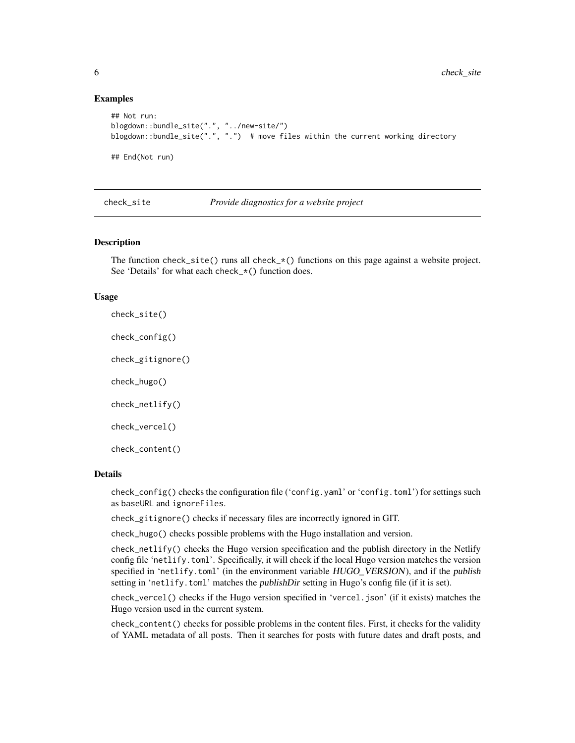### Examples

```
## Not run:
blogdown::bundle_site(".", "../new-site/")
blogdown::bundle_site(".", ".")  # move files within the current working directory

## End(Not run)
```

---

## check_site — *Provide diagnostics for a website project*

### Description

The function `check_site()` runs all `check_*()` functions on this page against a website project. See 'Details' for what each `check_*()` function does.

### Usage

```
check_site()

check_config()

check_gitignore()

check_hugo()

check_netlify()

check_vercel()

check_content()
```

### Details

`check_config()` checks the configuration file ('`config.yaml`' or '`config.toml`') for settings such as `baseURL` and `ignoreFiles`.

`check_gitignore()` checks if necessary files are incorrectly ignored in GIT.

`check_hugo()` checks possible problems with the Hugo installation and version.

`check_netlify()` checks the Hugo version specification and the publish directory in the Netlify config file '`netlify.toml`'. Specifically, it will check if the local Hugo version matches the version specified in '`netlify.toml`' (in the environment variable *HUGO_VERSION*), and if the *publish* setting in '`netlify.toml`' matches the *publishDir* setting in Hugo's config file (if it is set).

`check_vercel()` checks if the Hugo version specified in '`vercel.json`' (if it exists) matches the Hugo version used in the current system.

`check_content()` checks for possible problems in the content files. First, it checks for the validity of YAML metadata of all posts. Then it searches for posts with future dates and draft posts, and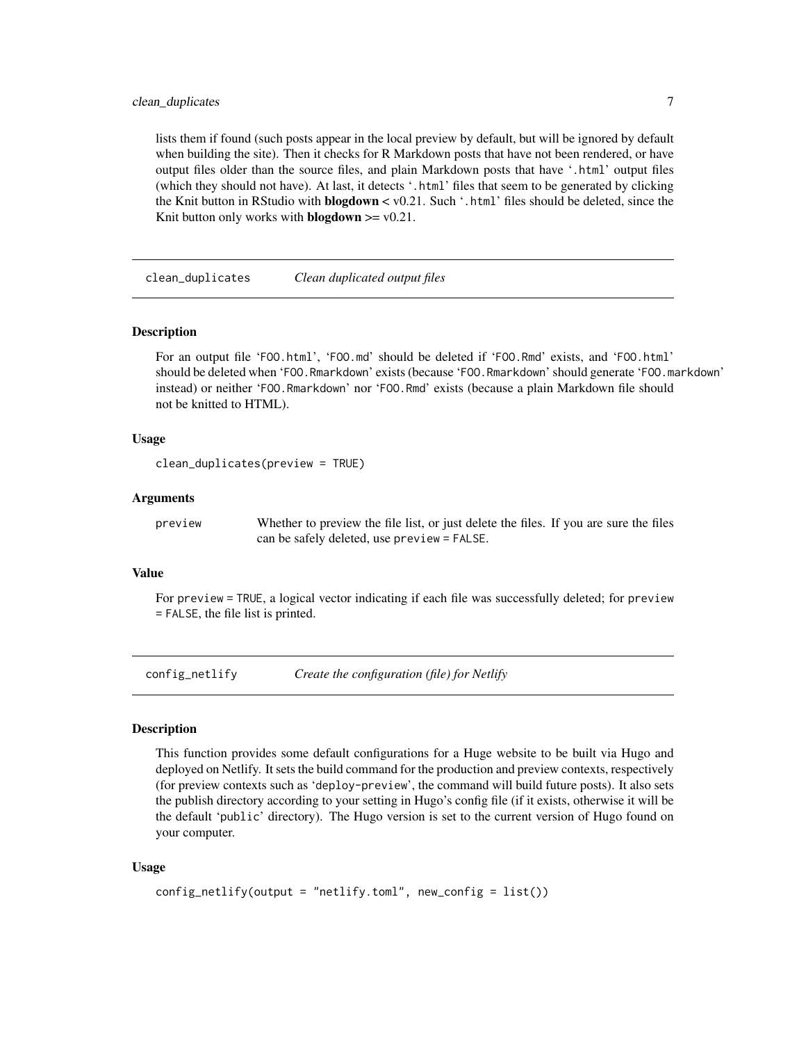lists them if found (such posts appear in the local preview by default, but will be ignored by default when building the site). Then it checks for R Markdown posts that have not been rendered, or have output files older than the source files, and plain Markdown posts that have '.html' output files (which they should not have). At last, it detects '.html' files that seem to be generated by clicking the Knit button in RStudio with **blogdown** < v0.21. Such '.html' files should be deleted, since the Knit button only works with **blogdown** >= v0.21.

---

## clean_duplicates — *Clean duplicated output files*

### Description

For an output file 'FOO.html', 'FOO.md' should be deleted if 'FOO.Rmd' exists, and 'FOO.html' should be deleted when 'FOO.Rmarkdown' exists (because 'FOO.Rmarkdown' should generate 'FOO.markdown' instead) or neither 'FOO.Rmarkdown' nor 'FOO.Rmd' exists (because a plain Markdown file should not be knitted to HTML).

### Usage

```
clean_duplicates(preview = TRUE)
```

### Arguments

| | |
|---|---|
| `preview` | Whether to preview the file list, or just delete the files. If you are sure the files can be safely deleted, use `preview = FALSE`. |

### Value

For `preview = TRUE`, a logical vector indicating if each file was successfully deleted; for `preview = FALSE`, the file list is printed.

---

## config_netlify — *Create the configuration (file) for Netlify*

### Description

This function provides some default configurations for a Huge website to be built via Hugo and deployed on Netlify. It sets the build command for the production and preview contexts, respectively (for preview contexts such as 'deploy-preview', the command will build future posts). It also sets the publish directory according to your setting in Hugo's config file (if it exists, otherwise it will be the default 'public' directory). The Hugo version is set to the current version of Hugo found on your computer.

### Usage

```
config_netlify(output = "netlify.toml", new_config = list())
```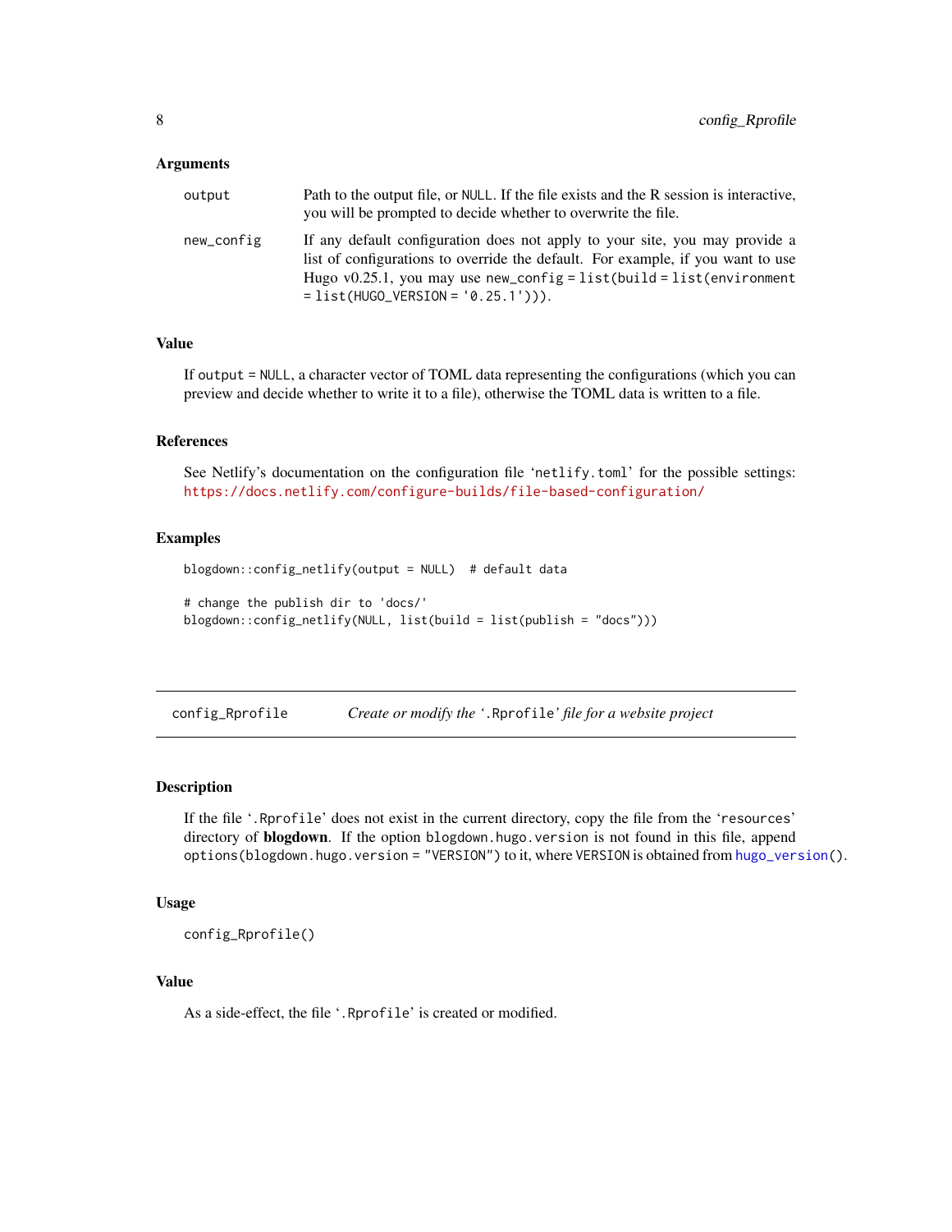### Arguments

| | |
|---|---|
| output | Path to the output file, or `NULL`. If the file exists and the R session is interactive, you will be prompted to decide whether to overwrite the file. |
| new_config | If any default configuration does not apply to your site, you may provide a list of configurations to override the default. For example, if you want to use Hugo v0.25.1, you may use `new_config = list(build = list(environment = list(HUGO_VERSION = '0.25.1')))`. |

### Value

If `output = NULL`, a character vector of TOML data representing the configurations (which you can preview and decide whether to write it to a file), otherwise the TOML data is written to a file.

### References

See Netlify's documentation on the configuration file '`netlify.toml`' for the possible settings: https://docs.netlify.com/configure-builds/file-based-configuration/

### Examples

```
blogdown::config_netlify(output = NULL)  # default data

# change the publish dir to 'docs/'
blogdown::config_netlify(NULL, list(build = list(publish = "docs")))
```

---

## config_Rprofile — *Create or modify the '`.Rprofile`' file for a website project*

### Description

If the file '`.Rprofile`' does not exist in the current directory, copy the file from the '`resources`' directory of **blogdown**. If the option `blogdown.hugo.version` is not found in this file, append `options(blogdown.hugo.version = "VERSION")` to it, where `VERSION` is obtained from `hugo_version()`.

### Usage

```
config_Rprofile()
```

### Value

As a side-effect, the file '`.Rprofile`' is created or modified.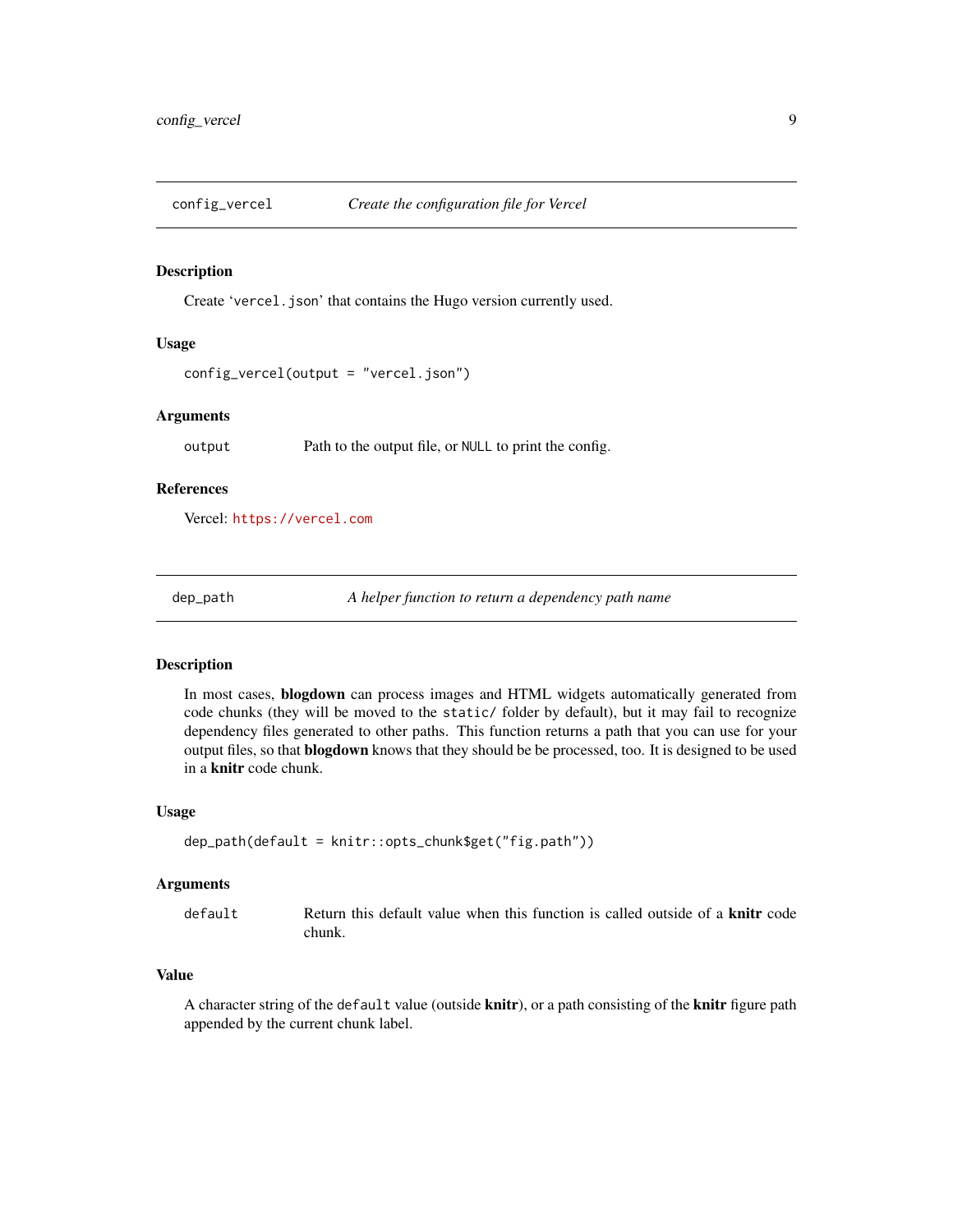## config_vercel *Create the configuration file for Vercel*

### Description

Create 'vercel.json' that contains the Hugo version currently used.

### Usage

```
config_vercel(output = "vercel.json")
```

### Arguments

| | |
|---|---|
| output | Path to the output file, or NULL to print the config. |

### References

Vercel: https://vercel.com

## dep_path *A helper function to return a dependency path name*

### Description

In most cases, **blogdown** can process images and HTML widgets automatically generated from code chunks (they will be moved to the static/ folder by default), but it may fail to recognize dependency files generated to other paths. This function returns a path that you can use for your output files, so that **blogdown** knows that they should be be processed, too. It is designed to be used in a **knitr** code chunk.

### Usage

```
dep_path(default = knitr::opts_chunk$get("fig.path"))
```

### Arguments

| | |
|---|---|
| default | Return this default value when this function is called outside of a **knitr** code chunk. |

### Value

A character string of the default value (outside **knitr**), or a path consisting of the **knitr** figure path appended by the current chunk label.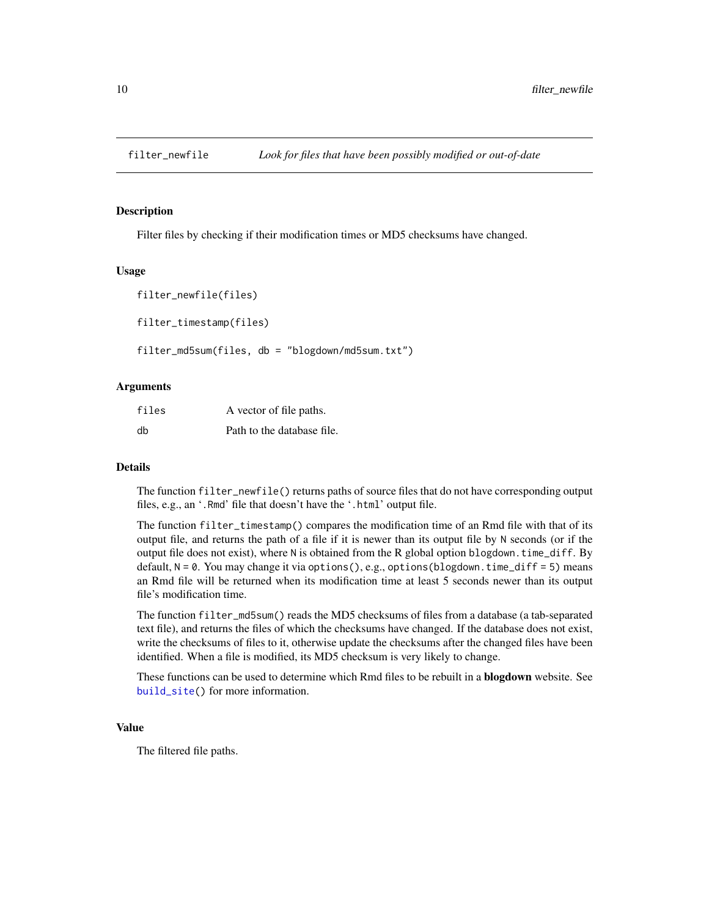## filter_newfile *Look for files that have been possibly modified or out-of-date*

### Description

Filter files by checking if their modification times or MD5 checksums have changed.

### Usage

```
filter_newfile(files)

filter_timestamp(files)

filter_md5sum(files, db = "blogdown/md5sum.txt")
```

### Arguments

| | |
|---|---|
| `files` | A vector of file paths. |
| `db` | Path to the database file. |

### Details

The function `filter_newfile()` returns paths of source files that do not have corresponding output files, e.g., an '`.Rmd`' file that doesn't have the '`.html`' output file.

The function `filter_timestamp()` compares the modification time of an Rmd file with that of its output file, and returns the path of a file if it is newer than its output file by `N` seconds (or if the output file does not exist), where `N` is obtained from the R global option `blogdown.time_diff`. By default, `N = 0`. You may change it via `options()`, e.g., `options(blogdown.time_diff = 5)` means an Rmd file will be returned when its modification time at least 5 seconds newer than its output file's modification time.

The function `filter_md5sum()` reads the MD5 checksums of files from a database (a tab-separated text file), and returns the files of which the checksums have changed. If the database does not exist, write the checksums of files to it, otherwise update the checksums after the changed files have been identified. When a file is modified, its MD5 checksum is very likely to change.

These functions can be used to determine which Rmd files to be rebuilt in a **blogdown** website. See `build_site()` for more information.

### Value

The filtered file paths.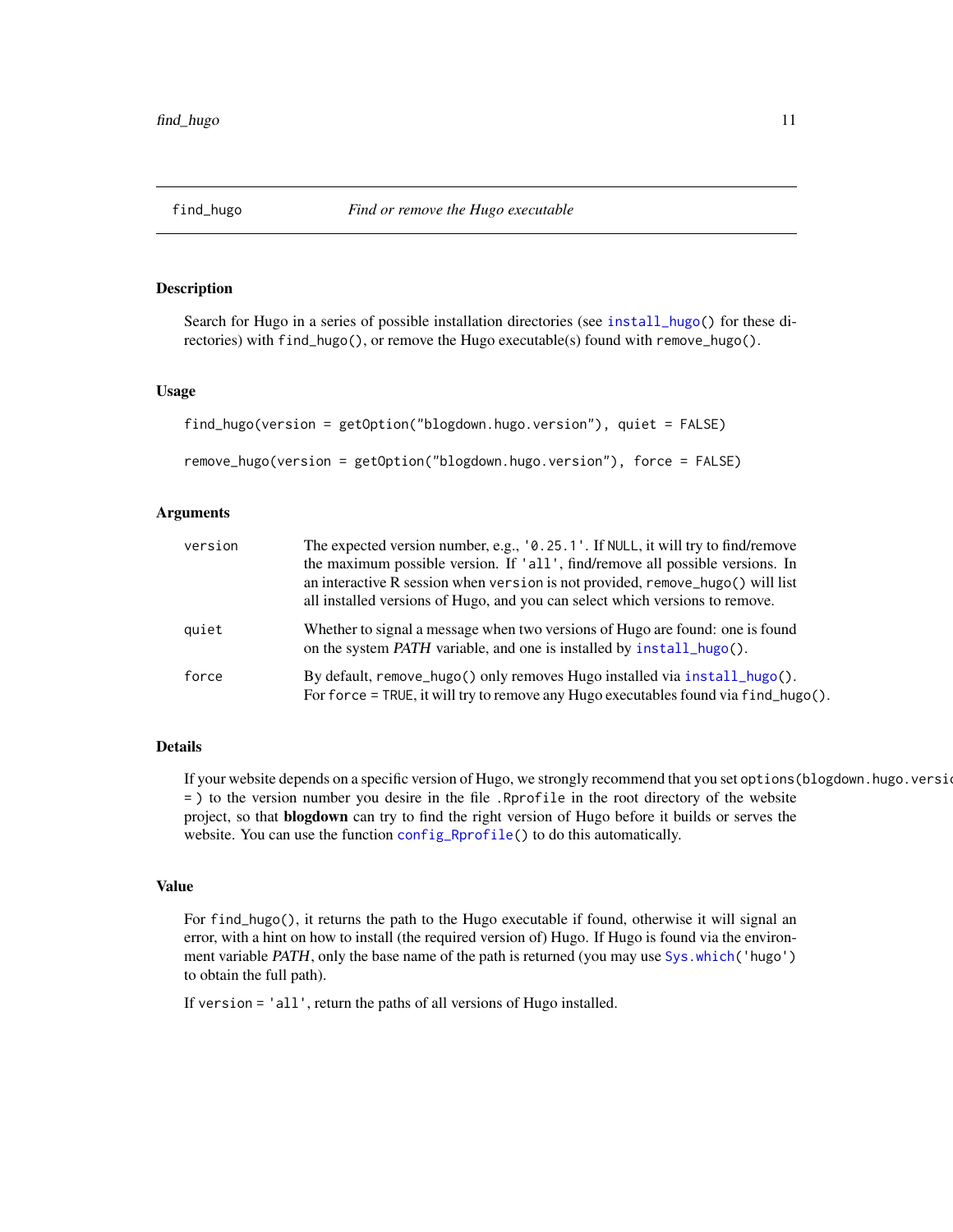## find_hugo — *Find or remove the Hugo executable*

### Description

Search for Hugo in a series of possible installation directories (see `install_hugo()` for these directories) with `find_hugo()`, or remove the Hugo executable(s) found with `remove_hugo()`.

### Usage

```
find_hugo(version = getOption("blogdown.hugo.version"), quiet = FALSE)

remove_hugo(version = getOption("blogdown.hugo.version"), force = FALSE)
```

### Arguments

| | |
|---|---|
| `version` | The expected version number, e.g., `'0.25.1'`. If `NULL`, it will try to find/remove the maximum possible version. If `'all'`, find/remove all possible versions. In an interactive R session when `version` is not provided, `remove_hugo()` will list all installed versions of Hugo, and you can select which versions to remove. |
| `quiet` | Whether to signal a message when two versions of Hugo are found: one is found on the system *PATH* variable, and one is installed by `install_hugo()`. |
| `force` | By default, `remove_hugo()` only removes Hugo installed via `install_hugo()`. For `force = TRUE`, it will try to remove any Hugo executables found via `find_hugo()`. |

### Details

If your website depends on a specific version of Hugo, we strongly recommend that you set `options(blogdown.hugo.version = )` to the version number you desire in the file `.Rprofile` in the root directory of the website project, so that **blogdown** can try to find the right version of Hugo before it builds or serves the website. You can use the function `config_Rprofile()` to do this automatically.

### Value

For `find_hugo()`, it returns the path to the Hugo executable if found, otherwise it will signal an error, with a hint on how to install (the required version of) Hugo. If Hugo is found via the environment variable *PATH*, only the base name of the path is returned (you may use `Sys.which('hugo')` to obtain the full path).

If `version = 'all'`, return the paths of all versions of Hugo installed.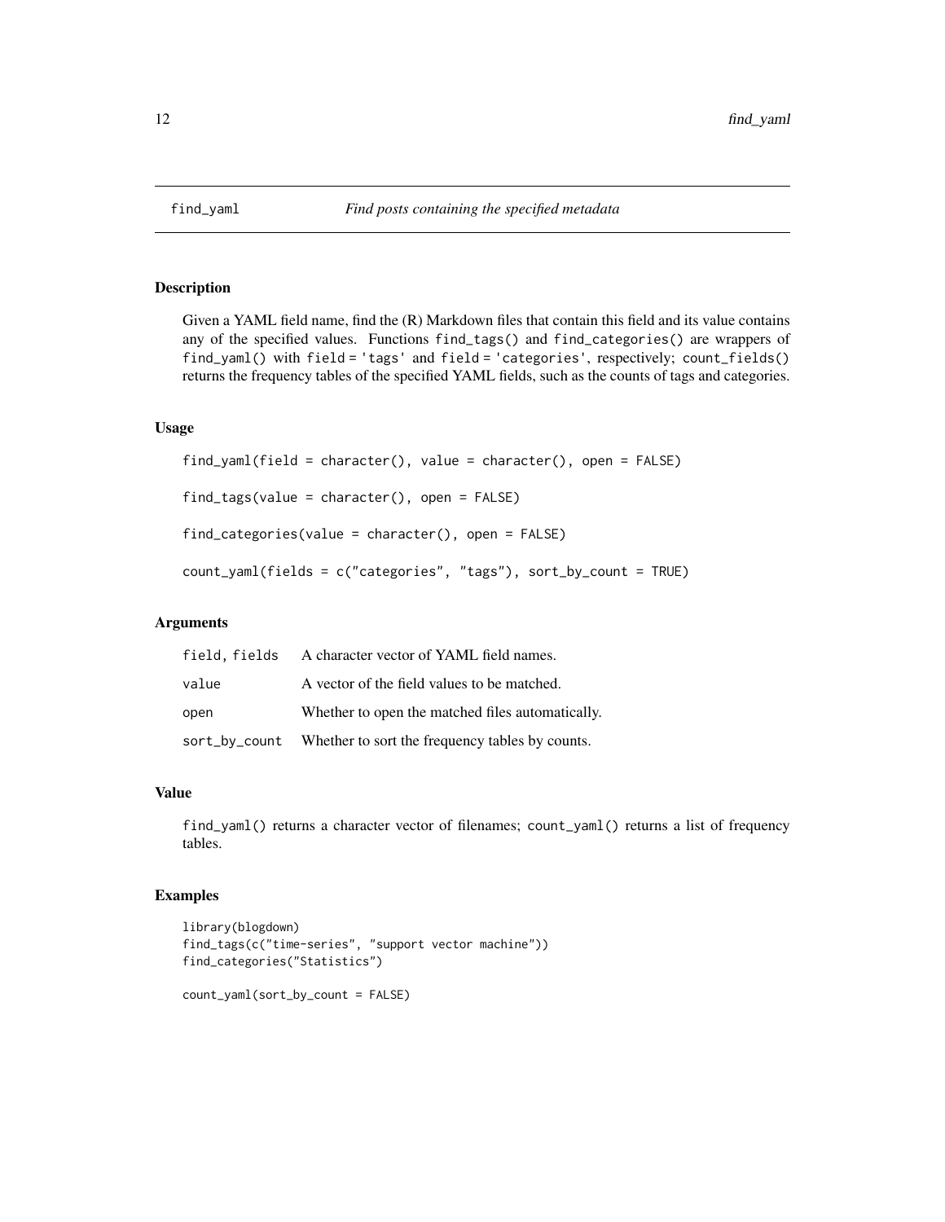# find_yaml — *Find posts containing the specified metadata*

## Description

Given a YAML field name, find the (R) Markdown files that contain this field and its value contains any of the specified values. Functions `find_tags()` and `find_categories()` are wrappers of `find_yaml()` with `field = 'tags'` and `field = 'categories'`, respectively; `count_fields()` returns the frequency tables of the specified YAML fields, such as the counts of tags and categories.

## Usage

```
find_yaml(field = character(), value = character(), open = FALSE)

find_tags(value = character(), open = FALSE)

find_categories(value = character(), open = FALSE)

count_yaml(fields = c("categories", "tags"), sort_by_count = TRUE)
```

## Arguments

| | |
|---|---|
| `field, fields` | A character vector of YAML field names. |
| `value` | A vector of the field values to be matched. |
| `open` | Whether to open the matched files automatically. |
| `sort_by_count` | Whether to sort the frequency tables by counts. |

## Value

`find_yaml()` returns a character vector of filenames; `count_yaml()` returns a list of frequency tables.

## Examples

```
library(blogdown)
find_tags(c("time-series", "support vector machine"))
find_categories("Statistics")

count_yaml(sort_by_count = FALSE)
```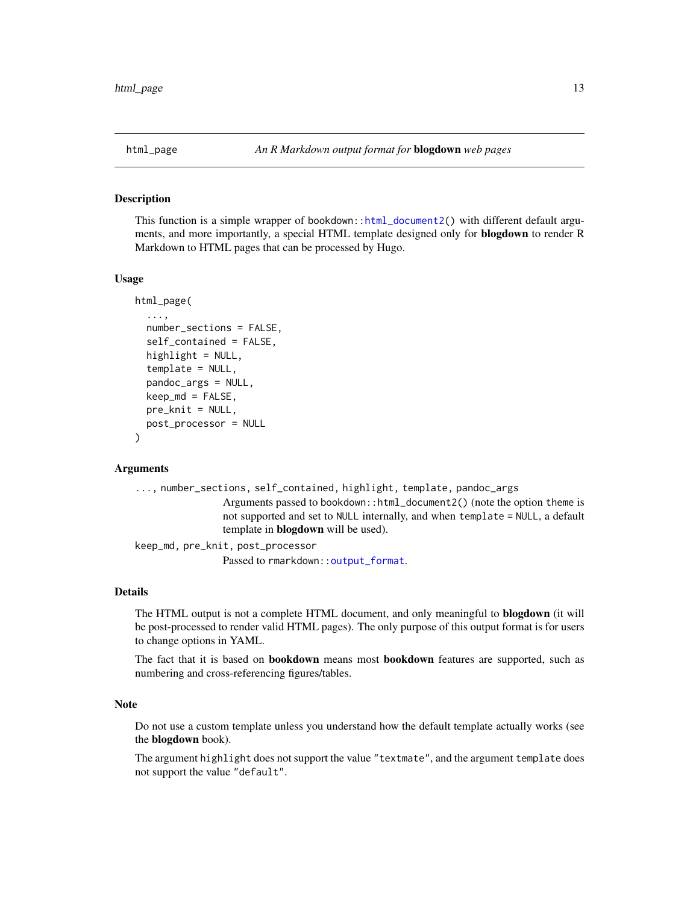## html_page — *An R Markdown output format for* **blogdown** *web pages*

### Description

This function is a simple wrapper of bookdown::html_document2() with different default arguments, and more importantly, a special HTML template designed only for **blogdown** to render R Markdown to HTML pages that can be processed by Hugo.

### Usage

```
html_page(
  ...,
  number_sections = FALSE,
  self_contained = FALSE,
  highlight = NULL,
  template = NULL,
  pandoc_args = NULL,
  keep_md = FALSE,
  pre_knit = NULL,
  post_processor = NULL
)
```

### Arguments

`..., number_sections, self_contained, highlight, template, pandoc_args`
: Arguments passed to `bookdown::html_document2()` (note the option `theme` is not supported and set to `NULL` internally, and when `template = NULL`, a default template in **blogdown** will be used).

`keep_md, pre_knit, post_processor`
: Passed to `rmarkdown::output_format`.

### Details

The HTML output is not a complete HTML document, and only meaningful to **blogdown** (it will be post-processed to render valid HTML pages). The only purpose of this output format is for users to change options in YAML.

The fact that it is based on **bookdown** means most **bookdown** features are supported, such as numbering and cross-referencing figures/tables.

### Note

Do not use a custom template unless you understand how the default template actually works (see the **blogdown** book).

The argument `highlight` does not support the value `"textmate"`, and the argument `template` does not support the value `"default"`.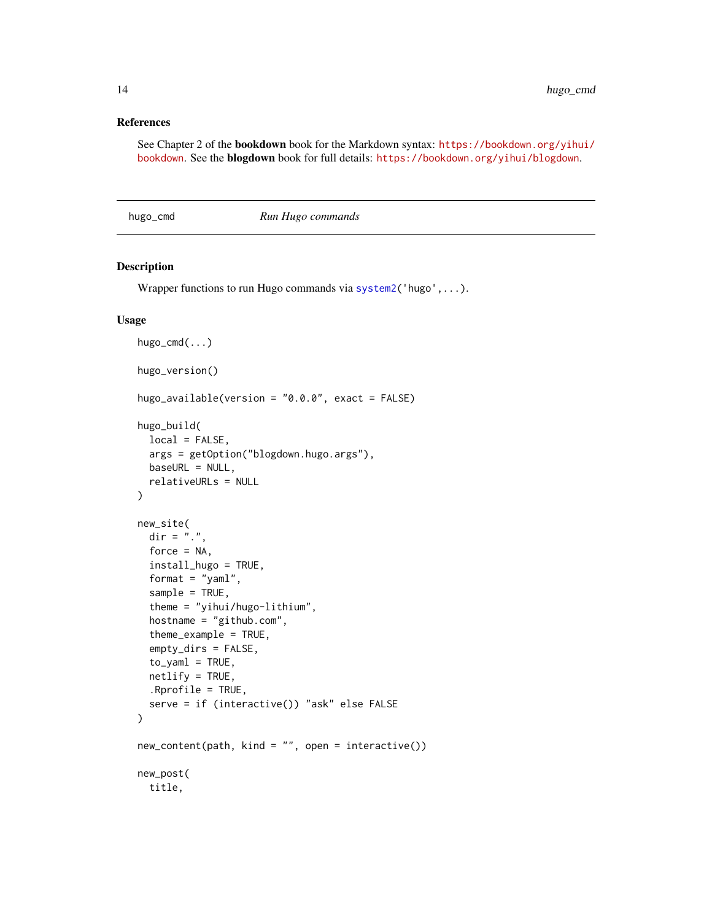### References

See Chapter 2 of the **bookdown** book for the Markdown syntax: https://bookdown.org/yihui/bookdown. See the **blogdown** book for full details: https://bookdown.org/yihui/blogdown.

---

## hugo_cmd — *Run Hugo commands*

---

### Description

Wrapper functions to run Hugo commands via `system2('hugo',...)`.

### Usage

```
hugo_cmd(...)

hugo_version()

hugo_available(version = "0.0.0", exact = FALSE)

hugo_build(
  local = FALSE,
  args = getOption("blogdown.hugo.args"),
  baseURL = NULL,
  relativeURLs = NULL
)

new_site(
  dir = ".",
  force = NA,
  install_hugo = TRUE,
  format = "yaml",
  sample = TRUE,
  theme = "yihui/hugo-lithium",
  hostname = "github.com",
  theme_example = TRUE,
  empty_dirs = FALSE,
  to_yaml = TRUE,
  netlify = TRUE,
  .Rprofile = TRUE,
  serve = if (interactive()) "ask" else FALSE
)

new_content(path, kind = "", open = interactive())

new_post(
  title,
```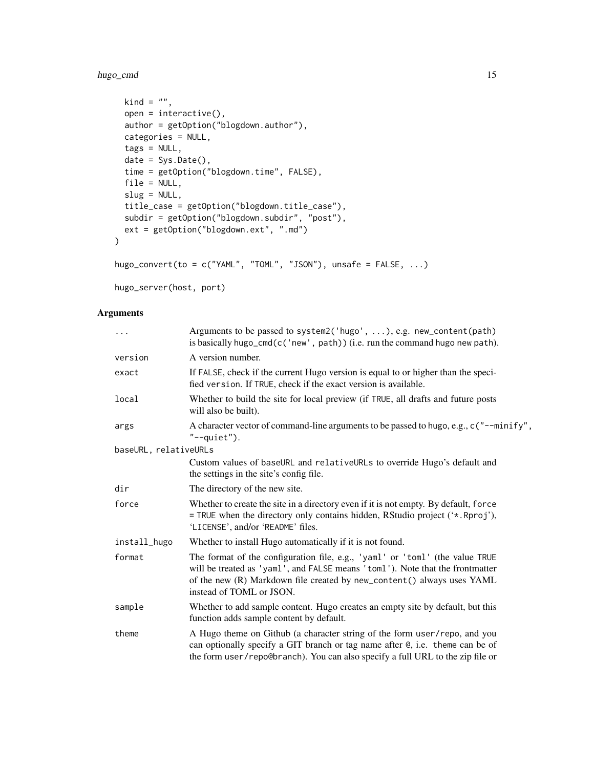```
  kind = "",
  open = interactive(),
  author = getOption("blogdown.author"),
  categories = NULL,
  tags = NULL,
  date = Sys.Date(),
  time = getOption("blogdown.time", FALSE),
  file = NULL,
  slug = NULL,
  title_case = getOption("blogdown.title_case"),
  subdir = getOption("blogdown.subdir", "post"),
  ext = getOption("blogdown.ext", ".md")
)

hugo_convert(to = c("YAML", "TOML", "JSON"), unsafe = FALSE, ...)

hugo_server(host, port)
```

## Arguments

| Argument | Description |
| --- | --- |
| `...` | Arguments to be passed to `system2('hugo', ...)`, e.g. `new_content(path)` is basically `hugo_cmd(c('new', path))` (i.e. run the command `hugo new path`). |
| `version` | A version number. |
| `exact` | If `FALSE`, check if the current Hugo version is equal to or higher than the specified `version`. If `TRUE`, check if the exact version is available. |
| `local` | Whether to build the site for local preview (if `TRUE`, all drafts and future posts will also be built). |
| `args` | A character vector of command-line arguments to be passed to hugo, e.g., `c("--minify", "--quiet")`. |
| `baseURL`, `relativeURLs` | Custom values of `baseURL` and `relativeURLs` to override Hugo's default and the settings in the site's config file. |
| `dir` | The directory of the new site. |
| `force` | Whether to create the site in a directory even if it is not empty. By default, `force = TRUE` when the directory only contains hidden, RStudio project ('`*.Rproj`'), '`LICENSE`', and/or '`README`' files. |
| `install_hugo` | Whether to install Hugo automatically if it is not found. |
| `format` | The format of the configuration file, e.g., `'yaml'` or `'toml'` (the value `TRUE` will be treated as `'yaml'`, and `FALSE` means `'toml'`). Note that the frontmatter of the new (R) Markdown file created by `new_content()` always uses YAML instead of TOML or JSON. |
| `sample` | Whether to add sample content. Hugo creates an empty site by default, but this function adds sample content by default. |
| `theme` | A Hugo theme on Github (a character string of the form `user/repo`, and you can optionally specify a GIT branch or tag name after `@`, i.e. `theme` can be of the form `user/repo@branch`). You can also specify a full URL to the zip file or |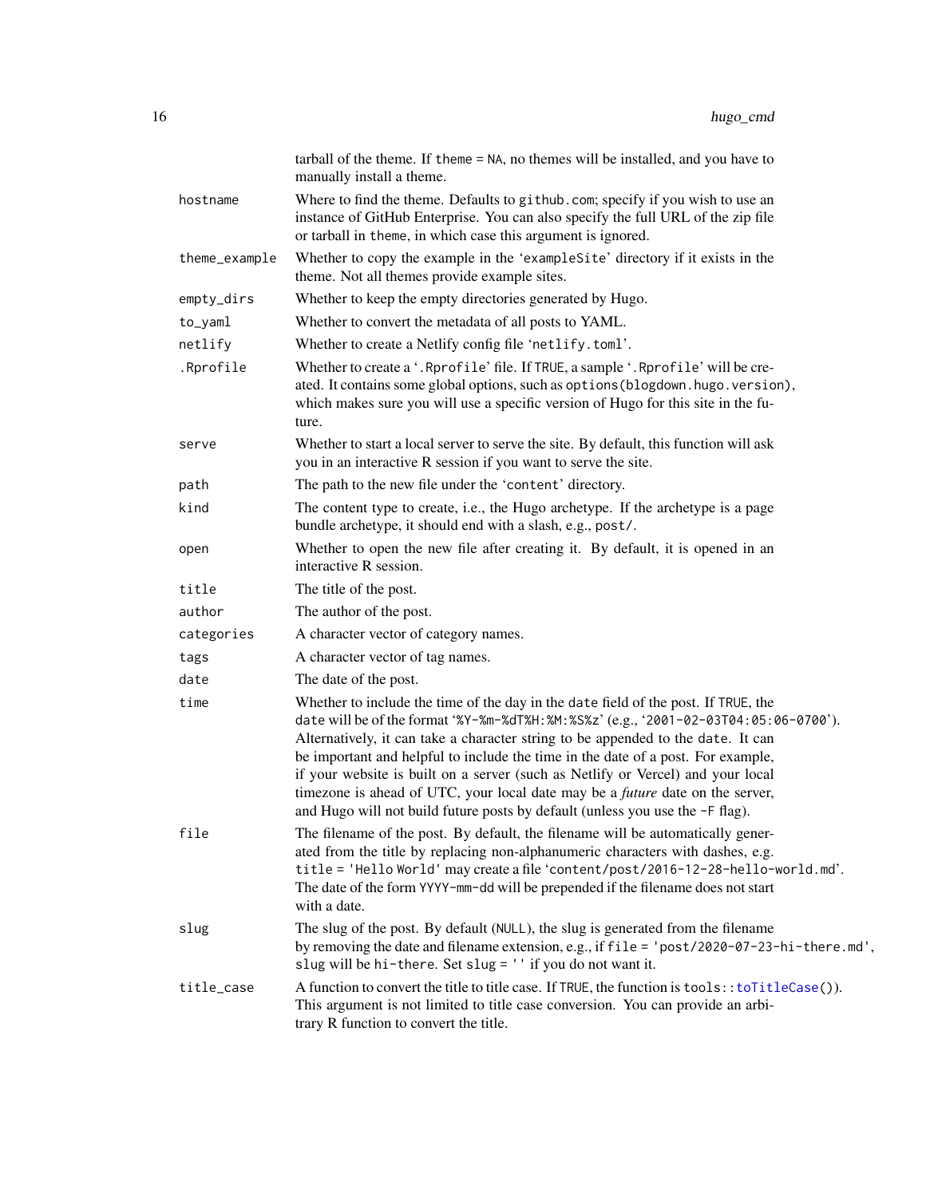| | |
|---|---|
| | tarball of the theme. If `theme = NA`, no themes will be installed, and you have to manually install a theme. |
| `hostname` | Where to find the theme. Defaults to `github.com`; specify if you wish to use an instance of GitHub Enterprise. You can also specify the full URL of the zip file or tarball in `theme`, in which case this argument is ignored. |
| `theme_example` | Whether to copy the example in the '`exampleSite`' directory if it exists in the theme. Not all themes provide example sites. |
| `empty_dirs` | Whether to keep the empty directories generated by Hugo. |
| `to_yaml` | Whether to convert the metadata of all posts to YAML. |
| `netlify` | Whether to create a Netlify config file '`netlify.toml`'. |
| `.Rprofile` | Whether to create a '`.Rprofile`' file. If `TRUE`, a sample '`.Rprofile`' will be created. It contains some global options, such as `options(blogdown.hugo.version)`, which makes sure you will use a specific version of Hugo for this site in the future. |
| `serve` | Whether to start a local server to serve the site. By default, this function will ask you in an interactive R session if you want to serve the site. |
| `path` | The path to the new file under the '`content`' directory. |
| `kind` | The content type to create, i.e., the Hugo archetype. If the archetype is a page bundle archetype, it should end with a slash, e.g., `post/`. |
| `open` | Whether to open the new file after creating it. By default, it is opened in an interactive R session. |
| `title` | The title of the post. |
| `author` | The author of the post. |
| `categories` | A character vector of category names. |
| `tags` | A character vector of tag names. |
| `date` | The date of the post. |
| `time` | Whether to include the time of the day in the `date` field of the post. If `TRUE`, the `date` will be of the format '`%Y-%m-%dT%H:%M:%S%z`' (e.g., '`2001-02-03T04:05:06-0700`'). Alternatively, it can take a character string to be appended to the `date`. It can be important and helpful to include the time in the date of a post. For example, if your website is built on a server (such as Netlify or Vercel) and your local timezone is ahead of UTC, your local date may be a *future* date on the server, and Hugo will not build future posts by default (unless you use the `-F` flag). |
| `file` | The filename of the post. By default, the filename will be automatically generated from the title by replacing non-alphanumeric characters with dashes, e.g. `title = 'Hello World'` may create a file '`content/post/2016-12-28-hello-world.md`'. The date of the form `YYYY-mm-dd` will be prepended if the filename does not start with a date. |
| `slug` | The slug of the post. By default (`NULL`), the slug is generated from the filename by removing the date and filename extension, e.g., if `file = 'post/2020-07-23-hi-there.md'`, `slug` will be `hi-there`. Set `slug = ''` if you do not want it. |
| `title_case` | A function to convert the title to title case. If `TRUE`, the function is `tools::toTitleCase()`). This argument is not limited to title case conversion. You can provide an arbitrary R function to convert the title. |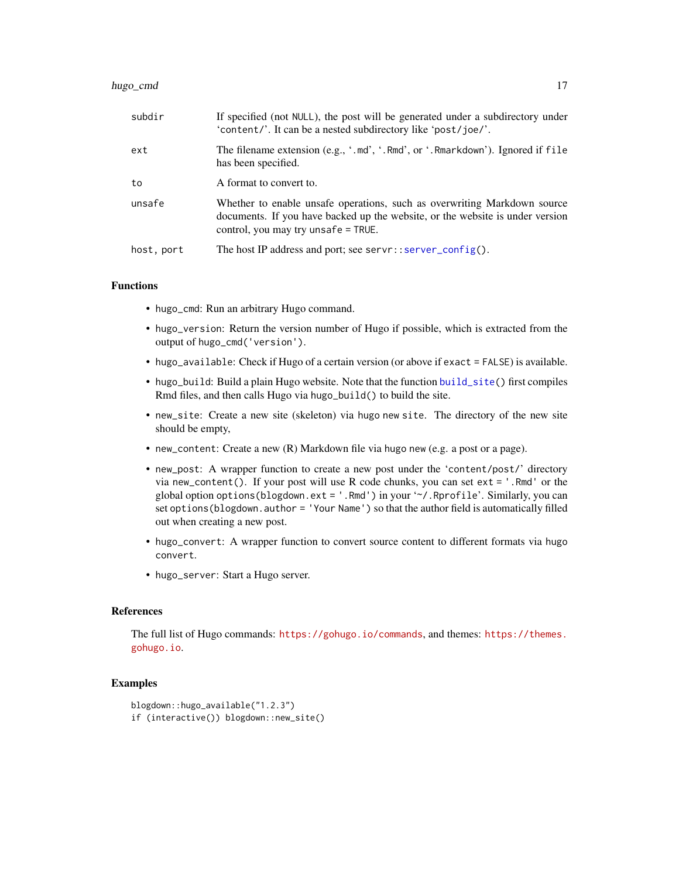| | |
|---|---|
| `subdir` | If specified (not `NULL`), the post will be generated under a subdirectory under '`content/`'. It can be a nested subdirectory like '`post/joe/`'. |
| `ext` | The filename extension (e.g., '`.md`', '`.Rmd`', or '`.Rmarkdown`'). Ignored if `file` has been specified. |
| `to` | A format to convert to. |
| `unsafe` | Whether to enable unsafe operations, such as overwriting Markdown source documents. If you have backed up the website, or the website is under version control, you may try `unsafe = TRUE`. |
| `host, port` | The host IP address and port; see `servr::server_config()`. |

### Functions

- `hugo_cmd`: Run an arbitrary Hugo command.
- `hugo_version`: Return the version number of Hugo if possible, which is extracted from the output of `hugo_cmd('version')`.
- `hugo_available`: Check if Hugo of a certain version (or above if `exact = FALSE`) is available.
- `hugo_build`: Build a plain Hugo website. Note that the function `build_site()` first compiles Rmd files, and then calls Hugo via `hugo_build()` to build the site.
- `new_site`: Create a new site (skeleton) via `hugo new site`. The directory of the new site should be empty,
- `new_content`: Create a new (R) Markdown file via `hugo new` (e.g. a post or a page).
- `new_post`: A wrapper function to create a new post under the '`content/post/`' directory via `new_content()`. If your post will use R code chunks, you can set `ext = '.Rmd'` or the global option `options(blogdown.ext = '.Rmd')` in your '`~/.Rprofile`'. Similarly, you can set `options(blogdown.author = 'Your Name')` so that the author field is automatically filled out when creating a new post.
- `hugo_convert`: A wrapper function to convert source content to different formats via `hugo convert`.
- `hugo_server`: Start a Hugo server.

### References

The full list of Hugo commands: https://gohugo.io/commands, and themes: https://themes.gohugo.io.

### Examples

```
blogdown::hugo_available("1.2.3")
if (interactive()) blogdown::new_site()
```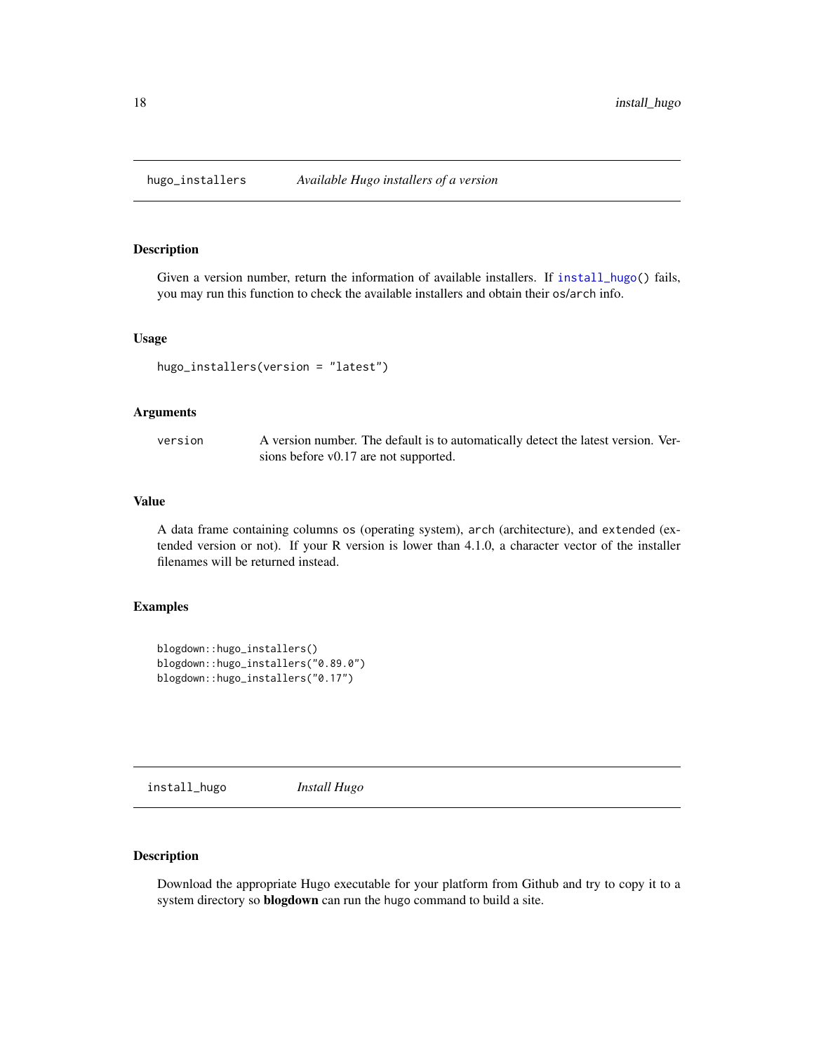## hugo_installers *Available Hugo installers of a version*

### Description

Given a version number, return the information of available installers. If `install_hugo()` fails, you may run this function to check the available installers and obtain their `os/arch` info.

### Usage

```
hugo_installers(version = "latest")
```

### Arguments

| | |
|---|---|
| `version` | A version number. The default is to automatically detect the latest version. Versions before v0.17 are not supported. |

### Value

A data frame containing columns `os` (operating system), `arch` (architecture), and `extended` (extended version or not). If your R version is lower than 4.1.0, a character vector of the installer filenames will be returned instead.

### Examples

```
blogdown::hugo_installers()
blogdown::hugo_installers("0.89.0")
blogdown::hugo_installers("0.17")
```

## install_hugo *Install Hugo*

### Description

Download the appropriate Hugo executable for your platform from Github and try to copy it to a system directory so **blogdown** can run the `hugo` command to build a site.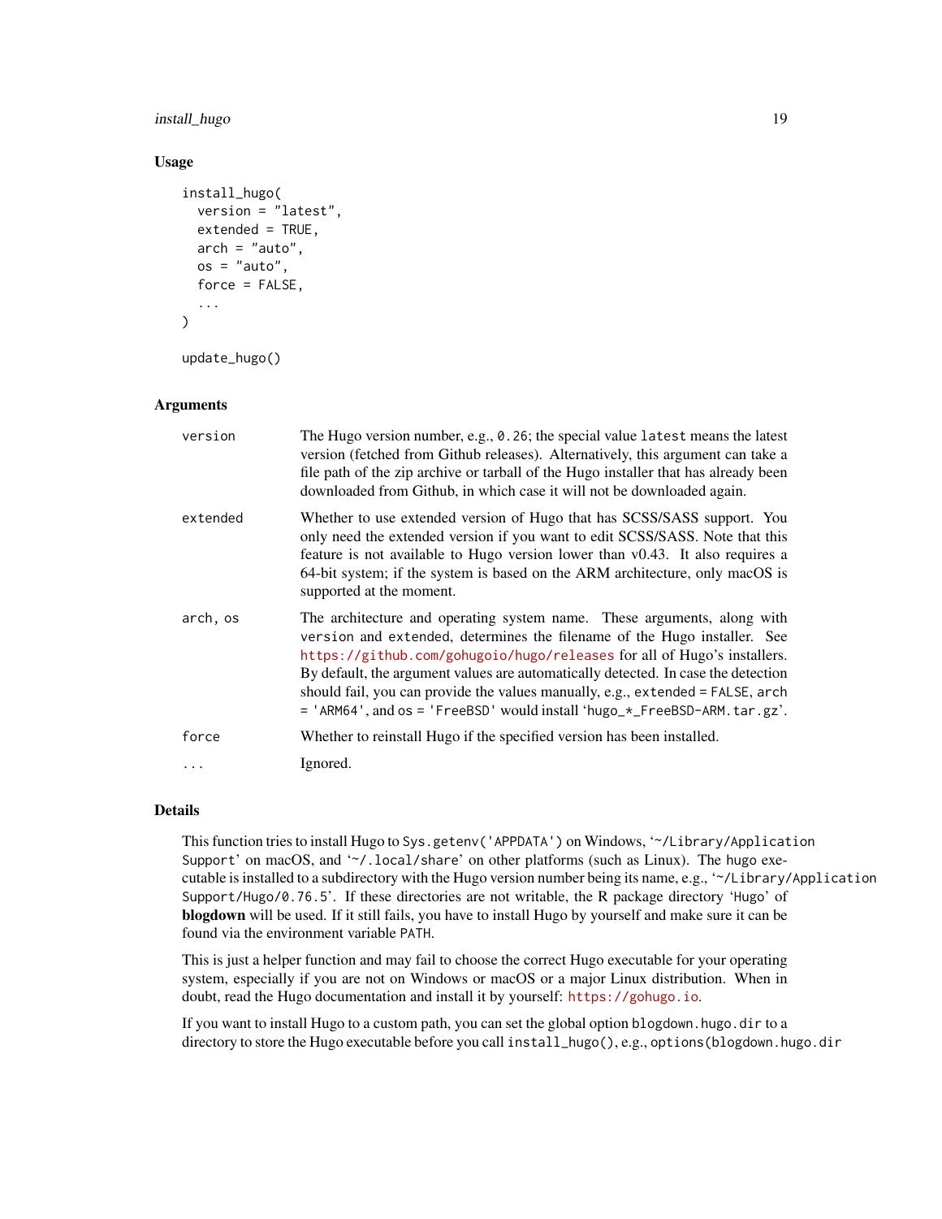### Usage

```
install_hugo(
  version = "latest",
  extended = TRUE,
  arch = "auto",
  os = "auto",
  force = FALSE,
  ...
)

update_hugo()
```

### Arguments

| | |
|---|---|
| version | The Hugo version number, e.g., `0.26`; the special value `latest` means the latest version (fetched from Github releases). Alternatively, this argument can take a file path of the zip archive or tarball of the Hugo installer that has already been downloaded from Github, in which case it will not be downloaded again. |
| extended | Whether to use extended version of Hugo that has SCSS/SASS support. You only need the extended version if you want to edit SCSS/SASS. Note that this feature is not available to Hugo version lower than v0.43. It also requires a 64-bit system; if the system is based on the ARM architecture, only macOS is supported at the moment. |
| arch, os | The architecture and operating system name. These arguments, along with `version` and `extended`, determines the filename of the Hugo installer. See https://github.com/gohugoio/hugo/releases for all of Hugo's installers. By default, the argument values are automatically detected. In case the detection should fail, you can provide the values manually, e.g., `extended = FALSE`, `arch = 'ARM64'`, and `os = 'FreeBSD'` would install 'hugo_*_FreeBSD-ARM.tar.gz'. |
| force | Whether to reinstall Hugo if the specified version has been installed. |
| ... | Ignored. |

### Details

This function tries to install Hugo to `Sys.getenv('APPDATA')` on Windows, '~/Library/Application Support' on macOS, and '~/.local/share' on other platforms (such as Linux). The `hugo` executable is installed to a subdirectory with the Hugo version number being its name, e.g., '~/Library/Application Support/Hugo/0.76.5'. If these directories are not writable, the R package directory 'Hugo' of **blogdown** will be used. If it still fails, you have to install Hugo by yourself and make sure it can be found via the environment variable `PATH`.

This is just a helper function and may fail to choose the correct Hugo executable for your operating system, especially if you are not on Windows or macOS or a major Linux distribution. When in doubt, read the Hugo documentation and install it by yourself: https://gohugo.io.

If you want to install Hugo to a custom path, you can set the global option `blogdown.hugo.dir` to a directory to store the Hugo executable before you call `install_hugo()`, e.g., `options(blogdown.hugo.dir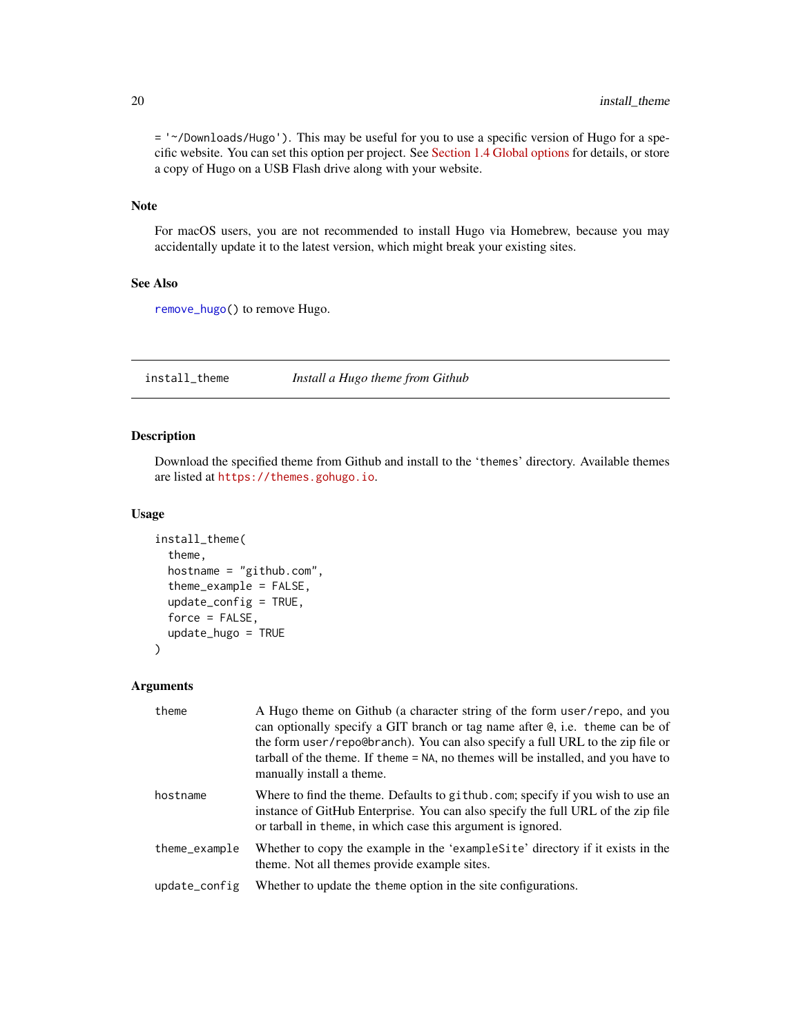= '~/Downloads/Hugo'). This may be useful for you to use a specific version of Hugo for a specific website. You can set this option per project. See Section 1.4 Global options for details, or store a copy of Hugo on a USB Flash drive along with your website.

### Note

For macOS users, you are not recommended to install Hugo via Homebrew, because you may accidentally update it to the latest version, which might break your existing sites.

### See Also

`remove_hugo()` to remove Hugo.

---

## install_theme — *Install a Hugo theme from Github*

### Description

Download the specified theme from Github and install to the 'themes' directory. Available themes are listed at https://themes.gohugo.io.

### Usage

```
install_theme(
  theme,
  hostname = "github.com",
  theme_example = FALSE,
  update_config = TRUE,
  force = FALSE,
  update_hugo = TRUE
)
```

### Arguments

| | |
|---|---|
| theme | A Hugo theme on Github (a character string of the form `user/repo`, and you can optionally specify a GIT branch or tag name after `@`, i.e. `theme` can be of the form `user/repo@branch`). You can also specify a full URL to the zip file or tarball of the theme. If `theme = NA`, no themes will be installed, and you have to manually install a theme. |
| hostname | Where to find the theme. Defaults to `github.com`; specify if you wish to use an instance of GitHub Enterprise. You can also specify the full URL of the zip file or tarball in `theme`, in which case this argument is ignored. |
| theme_example | Whether to copy the example in the 'exampleSite' directory if it exists in the theme. Not all themes provide example sites. |
| update_config | Whether to update the `theme` option in the site configurations. |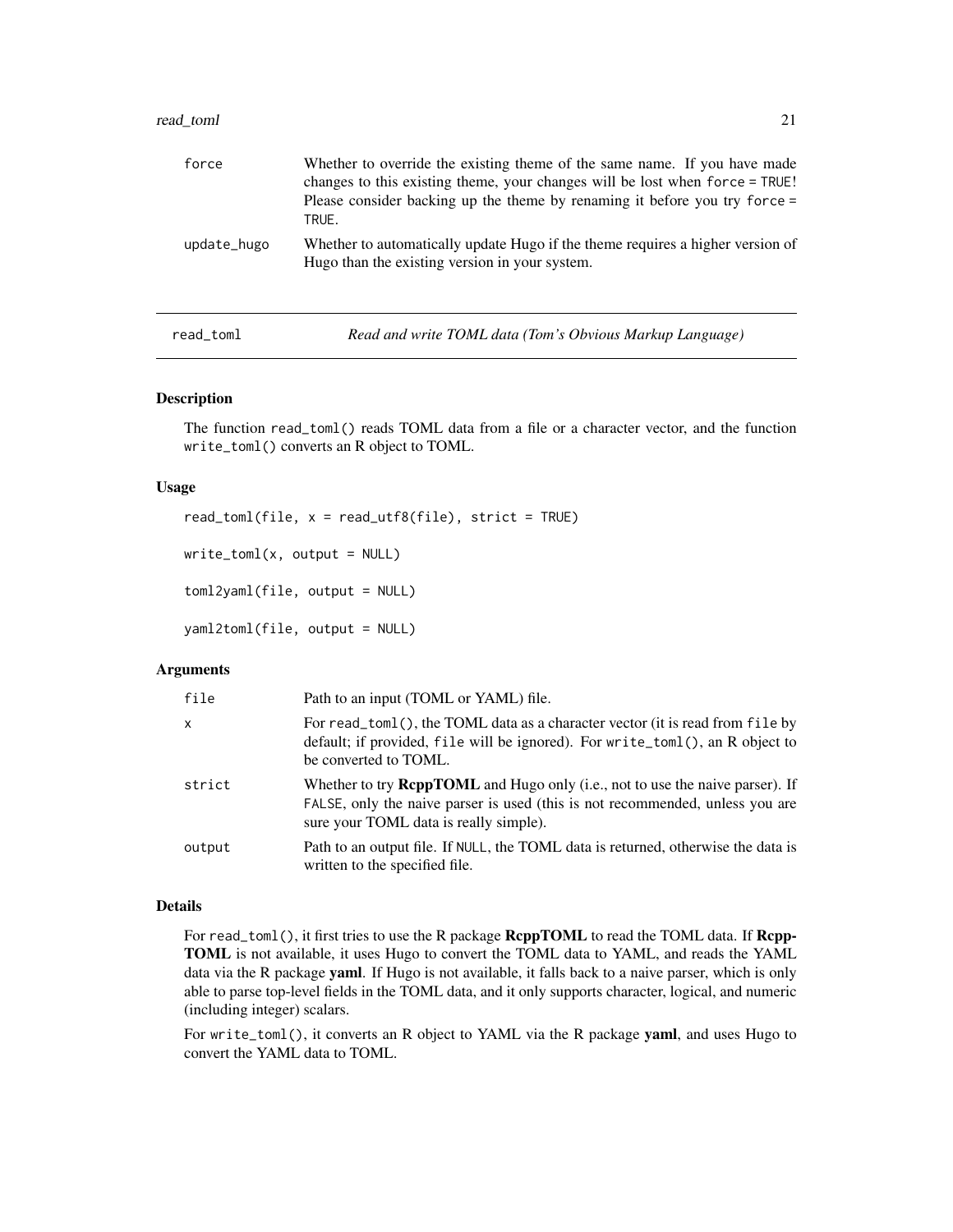| | |
|---|---|
| force | Whether to override the existing theme of the same name. If you have made changes to this existing theme, your changes will be lost when `force = TRUE`! Please consider backing up the theme by renaming it before you try `force = TRUE`. |
| update_hugo | Whether to automatically update Hugo if the theme requires a higher version of Hugo than the existing version in your system. |

## read_toml — *Read and write TOML data (Tom's Obvious Markup Language)*

### Description

The function `read_toml()` reads TOML data from a file or a character vector, and the function `write_toml()` converts an R object to TOML.

### Usage

```
read_toml(file, x = read_utf8(file), strict = TRUE)

write_toml(x, output = NULL)

toml2yaml(file, output = NULL)

yaml2toml(file, output = NULL)
```

### Arguments

| | |
|---|---|
| file | Path to an input (TOML or YAML) file. |
| x | For `read_toml()`, the TOML data as a character vector (it is read from `file` by default; if provided, `file` will be ignored). For `write_toml()`, an R object to be converted to TOML. |
| strict | Whether to try **RcppTOML** and Hugo only (i.e., not to use the naive parser). If `FALSE`, only the naive parser is used (this is not recommended, unless you are sure your TOML data is really simple). |
| output | Path to an output file. If `NULL`, the TOML data is returned, otherwise the data is written to the specified file. |

### Details

For `read_toml()`, it first tries to use the R package **RcppTOML** to read the TOML data. If **RcppTOML** is not available, it uses Hugo to convert the TOML data to YAML, and reads the YAML data via the R package **yaml**. If Hugo is not available, it falls back to a naive parser, which is only able to parse top-level fields in the TOML data, and it only supports character, logical, and numeric (including integer) scalars.

For `write_toml()`, it converts an R object to YAML via the R package **yaml**, and uses Hugo to convert the YAML data to TOML.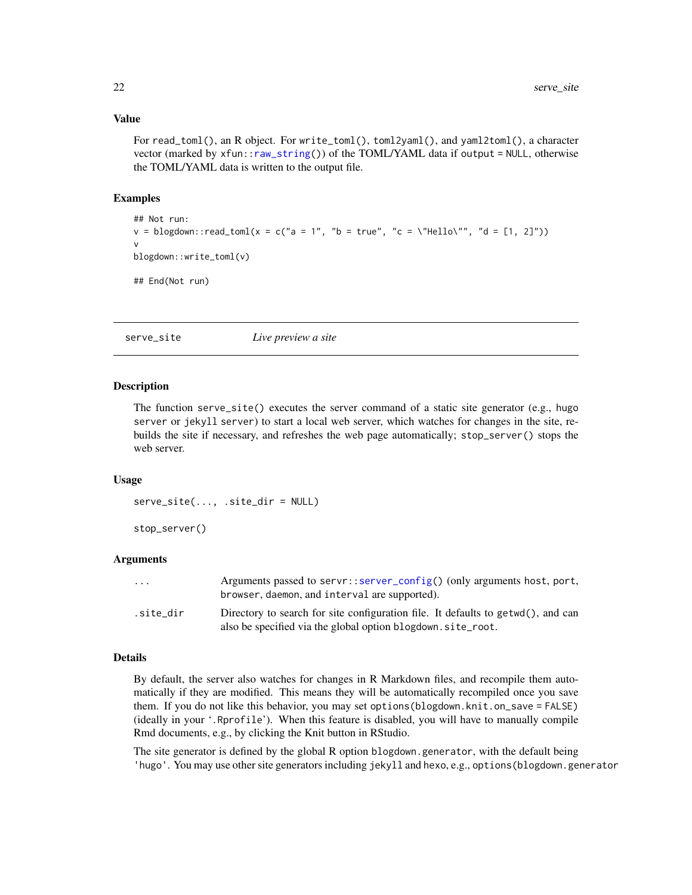### Value

For `read_toml()`, an R object. For `write_toml()`, `toml2yaml()`, and `yaml2toml()`, a character vector (marked by `xfun::raw_string()`) of the TOML/YAML data if `output = NULL`, otherwise the TOML/YAML data is written to the output file.

### Examples

```
## Not run:
v = blogdown::read_toml(x = c("a = 1", "b = true", "c = \"Hello\"", "d = [1, 2]"))
v
blogdown::write_toml(v)

## End(Not run)
```

---

## serve_site *Live preview a site*

### Description

The function `serve_site()` executes the server command of a static site generator (e.g., `hugo server` or `jekyll server`) to start a local web server, which watches for changes in the site, rebuilds the site if necessary, and refreshes the web page automatically; `stop_server()` stops the web server.

### Usage

```
serve_site(..., .site_dir = NULL)

stop_server()
```

### Arguments

| | |
|---|---|
| `...` | Arguments passed to `servr::server_config()` (only arguments `host`, `port`, `browser`, `daemon`, and `interval` are supported). |
| `.site_dir` | Directory to search for site configuration file. It defaults to `getwd()`, and can also be specified via the global option `blogdown.site_root`. |

### Details

By default, the server also watches for changes in R Markdown files, and recompile them automatically if they are modified. This means they will be automatically recompiled once you save them. If you do not like this behavior, you may set `options(blogdown.knit.on_save = FALSE)` (ideally in your '`.Rprofile`'). When this feature is disabled, you will have to manually compile Rmd documents, e.g., by clicking the Knit button in RStudio.

The site generator is defined by the global R option `blogdown.generator`, with the default being `'hugo'`. You may use other site generators including `jekyll` and `hexo`, e.g., `options(blogdown.generator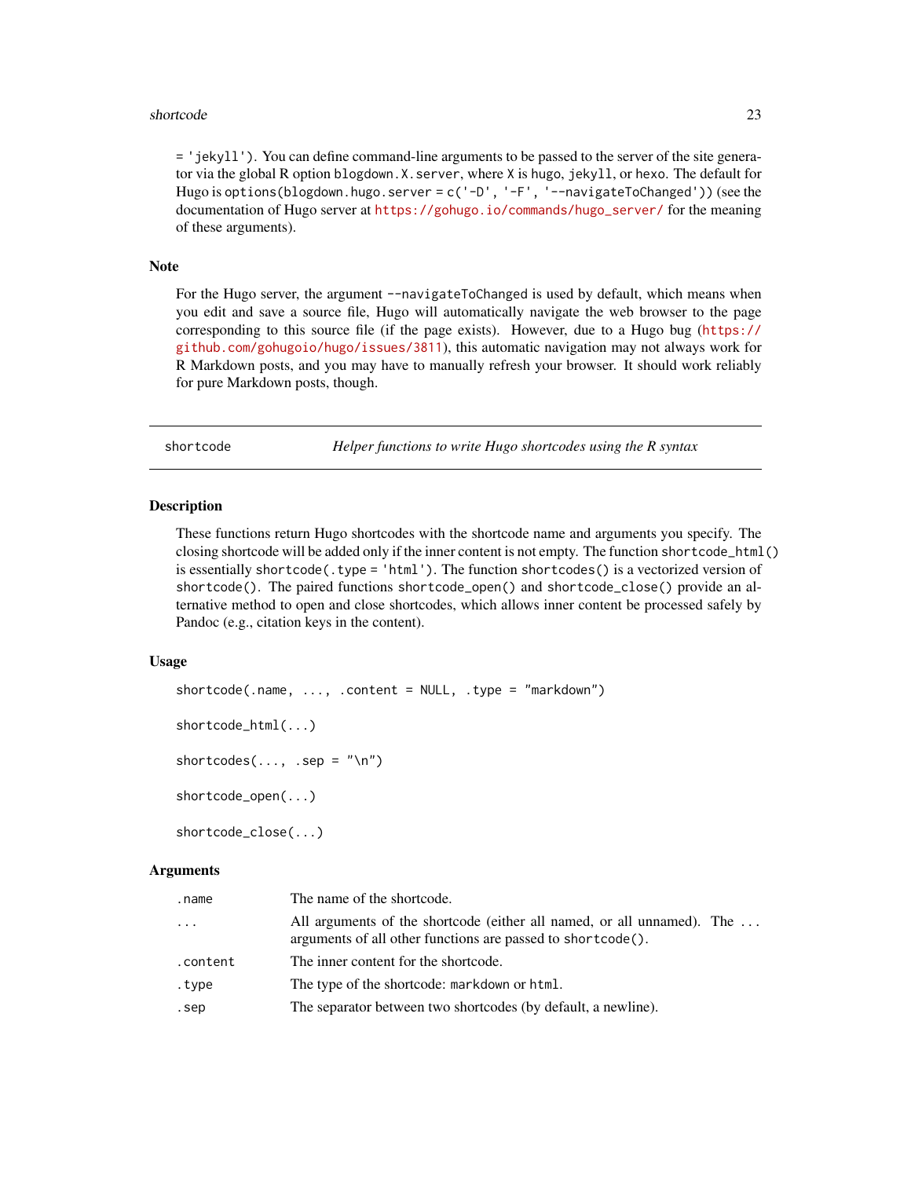= 'jekyll'). You can define command-line arguments to be passed to the server of the site generator via the global R option `blogdown.X.server`, where `X` is hugo, jekyll, or hexo. The default for Hugo is `options(blogdown.hugo.server = c('-D', '-F', '--navigateToChanged'))` (see the documentation of Hugo server at https://gohugo.io/commands/hugo_server/ for the meaning of these arguments).

### Note

For the Hugo server, the argument `--navigateToChanged` is used by default, which means when you edit and save a source file, Hugo will automatically navigate the web browser to the page corresponding to this source file (if the page exists). However, due to a Hugo bug (https://github.com/gohugoio/hugo/issues/3811), this automatic navigation may not always work for R Markdown posts, and you may have to manually refresh your browser. It should work reliably for pure Markdown posts, though.

---

## shortcode — *Helper functions to write Hugo shortcodes using the R syntax*

### Description

These functions return Hugo shortcodes with the shortcode name and arguments you specify. The closing shortcode will be added only if the inner content is not empty. The function `shortcode_html()` is essentially `shortcode(.type = 'html')`. The function `shortcodes()` is a vectorized version of `shortcode()`. The paired functions `shortcode_open()` and `shortcode_close()` provide an alternative method to open and close shortcodes, which allows inner content be processed safely by Pandoc (e.g., citation keys in the content).

### Usage

```
shortcode(.name, ..., .content = NULL, .type = "markdown")

shortcode_html(...)

shortcodes(..., .sep = "\n")

shortcode_open(...)

shortcode_close(...)
```

### Arguments

| | |
|---|---|
| `.name` | The name of the shortcode. |
| `...` | All arguments of the shortcode (either all named, or all unnamed). The `...` arguments of all other functions are passed to `shortcode()`. |
| `.content` | The inner content for the shortcode. |
| `.type` | The type of the shortcode: `markdown` or `html`. |
| `.sep` | The separator between two shortcodes (by default, a newline). |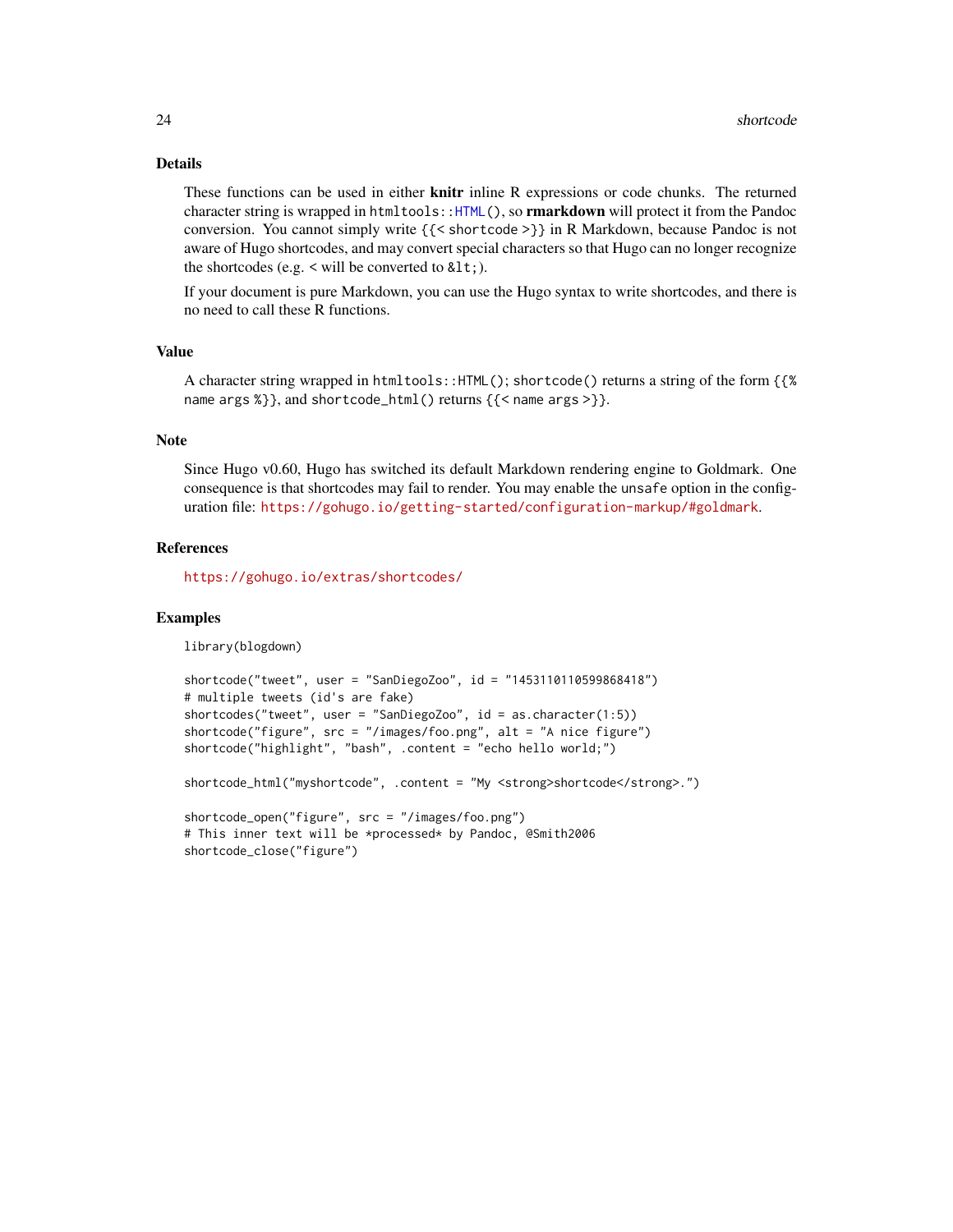## Details

These functions can be used in either **knitr** inline R expressions or code chunks. The returned character string is wrapped in `htmltools::HTML()`, so **rmarkdown** will protect it from the Pandoc conversion. You cannot simply write `{{< shortcode >}}` in R Markdown, because Pandoc is not aware of Hugo shortcodes, and may convert special characters so that Hugo can no longer recognize the shortcodes (e.g. `<` will be converted to `&lt;`).

If your document is pure Markdown, you can use the Hugo syntax to write shortcodes, and there is no need to call these R functions.

## Value

A character string wrapped in `htmltools::HTML()`; `shortcode()` returns a string of the form `{{% name args %}}`, and `shortcode_html()` returns `{{< name args >}}`.

## Note

Since Hugo v0.60, Hugo has switched its default Markdown rendering engine to Goldmark. One consequence is that shortcodes may fail to render. You may enable the `unsafe` option in the configuration file: https://gohugo.io/getting-started/configuration-markup/#goldmark.

## References

https://gohugo.io/extras/shortcodes/

## Examples

```
library(blogdown)

shortcode("tweet", user = "SanDiegoZoo", id = "1453110110599868418")
# multiple tweets (id's are fake)
shortcodes("tweet", user = "SanDiegoZoo", id = as.character(1:5))
shortcode("figure", src = "/images/foo.png", alt = "A nice figure")
shortcode("highlight", "bash", .content = "echo hello world;")

shortcode_html("myshortcode", .content = "My <strong>shortcode</strong>.")

shortcode_open("figure", src = "/images/foo.png")
# This inner text will be *processed* by Pandoc, @Smith2006
shortcode_close("figure")
```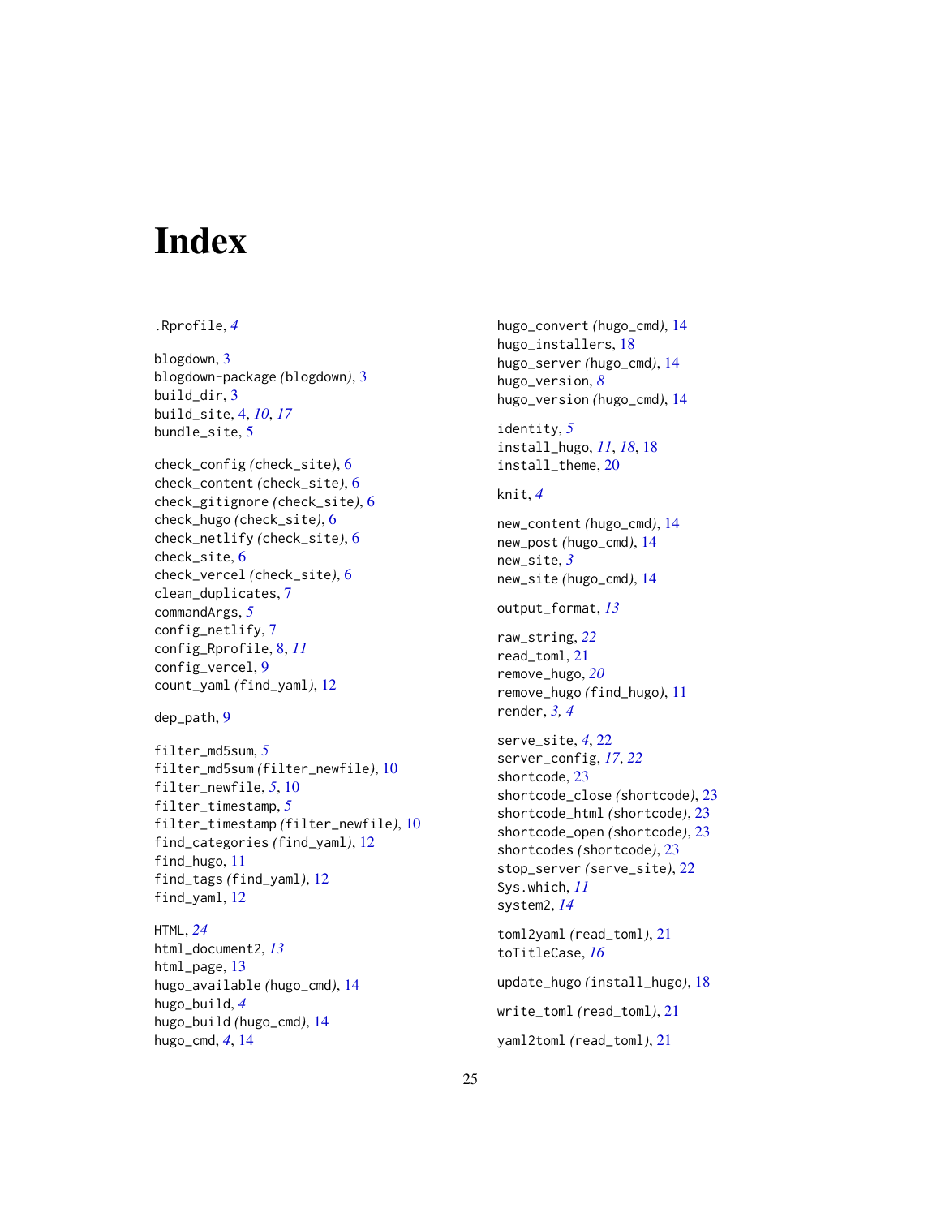# Index

.Rprofile, *4*

blogdown, 3
blogdown-package *(*blogdown*)*, 3
build_dir, 3
build_site, 4, *10*, *17*
bundle_site, 5

check_config *(*check_site*)*, 6
check_content *(*check_site*)*, 6
check_gitignore *(*check_site*)*, 6
check_hugo *(*check_site*)*, 6
check_netlify *(*check_site*)*, 6
check_site, 6
check_vercel *(*check_site*)*, 6
clean_duplicates, 7
commandArgs, *5*
config_netlify, 7
config_Rprofile, 8, *11*
config_vercel, 9
count_yaml *(*find_yaml*)*, 12

dep_path, 9

filter_md5sum, *5*
filter_md5sum *(*filter_newfile*)*, 10
filter_newfile, *5*, 10
filter_timestamp, *5*
filter_timestamp *(*filter_newfile*)*, 10
find_categories *(*find_yaml*)*, 12
find_hugo, 11
find_tags *(*find_yaml*)*, 12
find_yaml, 12

HTML, *24*
html_document2, *13*
html_page, 13
hugo_available *(*hugo_cmd*)*, 14
hugo_build, *4*
hugo_build *(*hugo_cmd*)*, 14
hugo_cmd, *4*, 14
hugo_convert *(*hugo_cmd*)*, 14
hugo_installers, 18
hugo_server *(*hugo_cmd*)*, 14
hugo_version, *8*
hugo_version *(*hugo_cmd*)*, 14

identity, *5*
install_hugo, *11*, *18*, 18
install_theme, 20

knit, *4*

new_content *(*hugo_cmd*)*, 14
new_post *(*hugo_cmd*)*, 14
new_site, *3*
new_site *(*hugo_cmd*)*, 14

output_format, *13*

raw_string, *22*
read_toml, 21
remove_hugo, *20*
remove_hugo *(*find_hugo*)*, 11
render, *3*, *4*

serve_site, *4*, 22
server_config, *17*, *22*
shortcode, 23
shortcode_close *(*shortcode*)*, 23
shortcode_html *(*shortcode*)*, 23
shortcode_open *(*shortcode*)*, 23
shortcodes *(*shortcode*)*, 23
stop_server *(*serve_site*)*, 22
Sys.which, *11*
system2, *14*

toml2yaml *(*read_toml*)*, 21
toTitleCase, *16*

update_hugo *(*install_hugo*)*, 18

write_toml *(*read_toml*)*, 21

yaml2toml *(*read_toml*)*, 21